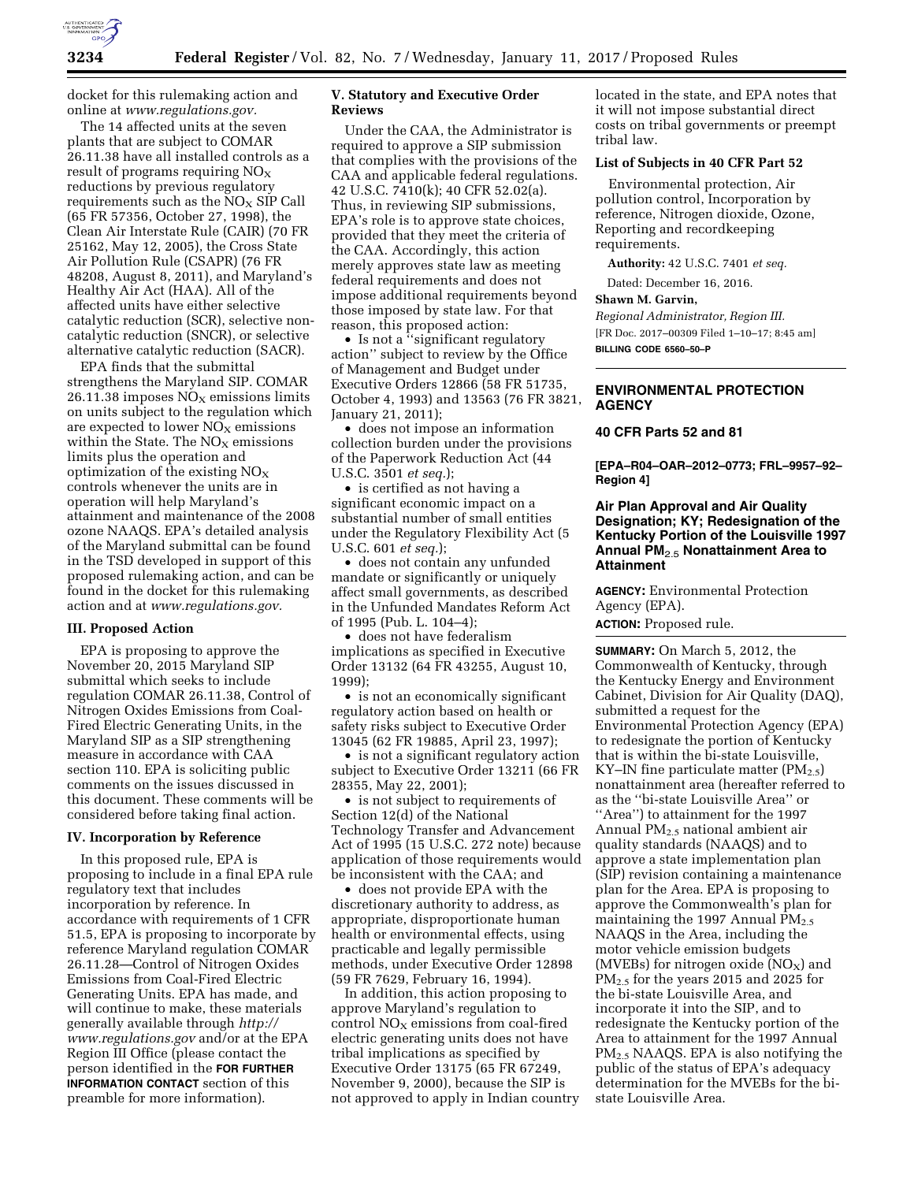docket for this rulemaking action and online at *www.regulations.gov.*

The 14 affected units at the seven plants that are subject to COMAR 26.11.38 have all installed controls as a result of programs requiring $NO_X$ reductions by previous regulatory requirements such as the $NO_X$ SIP Call (65 FR 57356, October 27, 1998), the Clean Air Interstate Rule (CAIR) (70 FR 25162, May 12, 2005), the Cross State Air Pollution Rule (CSAPR) (76 FR 48208, August 8, 2011), and Maryland's Healthy Air Act (HAA). All of the affected units have either selective catalytic reduction (SCR), selective non-catalytic reduction (SNCR), or selective alternative catalytic reduction (SACR).

EPA finds that the submittal strengthens the Maryland SIP. COMAR 26.11.38 imposes $NO_X$ emissions limits on units subject to the regulation which are expected to lower $NO_X$ emissions within the State. The $NO_X$ emissions limits plus the operation and optimization of the existing $NO_X$ controls whenever the units are in operation will help Maryland's attainment and maintenance of the 2008 ozone NAAQS. EPA's detailed analysis of the Maryland submittal can be found in the TSD developed in support of this proposed rulemaking action, and can be found in the docket for this rulemaking action and at *www.regulations.gov.*

## III. Proposed Action

EPA is proposing to approve the November 20, 2015 Maryland SIP submittal which seeks to include regulation COMAR 26.11.38, Control of Nitrogen Oxides Emissions from Coal-Fired Electric Generating Units, in the Maryland SIP as a SIP strengthening measure in accordance with CAA section 110. EPA is soliciting public comments on the issues discussed in this document. These comments will be considered before taking final action.

## IV. Incorporation by Reference

In this proposed rule, EPA is proposing to include in a final EPA rule regulatory text that includes incorporation by reference. In accordance with requirements of 1 CFR 51.5, EPA is proposing to incorporate by reference Maryland regulation COMAR 26.11.28—Control of Nitrogen Oxides Emissions from Coal-Fired Electric Generating Units. EPA has made, and will continue to make, these materials generally available through *http://www.regulations.gov* and/or at the EPA Region III Office (please contact the person identified in the **FOR FURTHER INFORMATION CONTACT** section of this preamble for more information).

## V. Statutory and Executive Order Reviews

Under the CAA, the Administrator is required to approve a SIP submission that complies with the provisions of the CAA and applicable federal regulations. 42 U.S.C. 7410(k); 40 CFR 52.02(a). Thus, in reviewing SIP submissions, EPA's role is to approve state choices, provided that they meet the criteria of the CAA. Accordingly, this action merely approves state law as meeting federal requirements and does not impose additional requirements beyond those imposed by state law. For that reason, this proposed action:

- Is not a "significant regulatory action" subject to review by the Office of Management and Budget under Executive Orders 12866 (58 FR 51735, October 4, 1993) and 13563 (76 FR 3821, January 21, 2011);
- does not impose an information collection burden under the provisions of the Paperwork Reduction Act (44 U.S.C. 3501 *et seq.*);
- is certified as not having a significant economic impact on a substantial number of small entities under the Regulatory Flexibility Act (5 U.S.C. 601 *et seq.*);
- does not contain any unfunded mandate or significantly or uniquely affect small governments, as described in the Unfunded Mandates Reform Act of 1995 (Pub. L. 104–4);
- does not have federalism implications as specified in Executive Order 13132 (64 FR 43255, August 10, 1999);
- is not an economically significant regulatory action based on health or safety risks subject to Executive Order 13045 (62 FR 19885, April 23, 1997);
- is not a significant regulatory action subject to Executive Order 13211 (66 FR 28355, May 22, 2001);
- is not subject to requirements of Section 12(d) of the National Technology Transfer and Advancement Act of 1995 (15 U.S.C. 272 note) because application of those requirements would be inconsistent with the CAA; and
- does not provide EPA with the discretionary authority to address, as appropriate, disproportionate human health or environmental effects, using practicable and legally permissible methods, under Executive Order 12898 (59 FR 7629, February 16, 1994).

In addition, this action proposing to approve Maryland's regulation to control $NO_X$ emissions from coal-fired electric generating units does not have tribal implications as specified by Executive Order 13175 (65 FR 67249, November 9, 2000), because the SIP is not approved to apply in Indian country located in the state, and EPA notes that it will not impose substantial direct costs on tribal governments or preempt tribal law.

### List of Subjects in 40 CFR Part 52

Environmental protection, Air pollution control, Incorporation by reference, Nitrogen dioxide, Ozone, Reporting and recordkeeping requirements.

**Authority:** 42 U.S.C. 7401 *et seq.*

Dated: December 16, 2016.

**Shawn M. Garvin,**

*Regional Administrator, Region III.*

[FR Doc. 2017–00309 Filed 1–10–17; 8:45 am]

**BILLING CODE 6560–50–P**

---

# ENVIRONMENTAL PROTECTION AGENCY

## 40 CFR Parts 52 and 81

**[EPA–R04–OAR–2012–0773; FRL–9957–92–Region 4]**

## Air Plan Approval and Air Quality Designation; KY; Redesignation of the Kentucky Portion of the Louisville 1997 Annual $PM_{2.5}$ Nonattainment Area to Attainment

**AGENCY:** Environmental Protection Agency (EPA).

**ACTION:** Proposed rule.

**SUMMARY:** On March 5, 2012, the Commonwealth of Kentucky, through the Kentucky Energy and Environment Cabinet, Division for Air Quality (DAQ), submitted a request for the Environmental Protection Agency (EPA) to redesignate the portion of Kentucky that is within the bi-state Louisville, KY–IN fine particulate matter ($PM_{2.5}$) nonattainment area (hereafter referred to as the "bi-state Louisville Area" or "Area") to attainment for the 1997 Annual $PM_{2.5}$ national ambient air quality standards (NAAQS) and to approve a state implementation plan (SIP) revision containing a maintenance plan for the Area. EPA is proposing to approve the Commonwealth's plan for maintaining the 1997 Annual $PM_{2.5}$ NAAQS in the Area, including the motor vehicle emission budgets (MVEBs) for nitrogen oxide ($NO_X$) and $PM_{2.5}$ for the years 2015 and 2025 for the bi-state Louisville Area, and incorporate it into the SIP, and to redesignate the Kentucky portion of the Area to attainment for the 1997 Annual $PM_{2.5}$ NAAQS. EPA is also notifying the public of the status of EPA's adequacy determination for the MVEBs for the bi-state Louisville Area.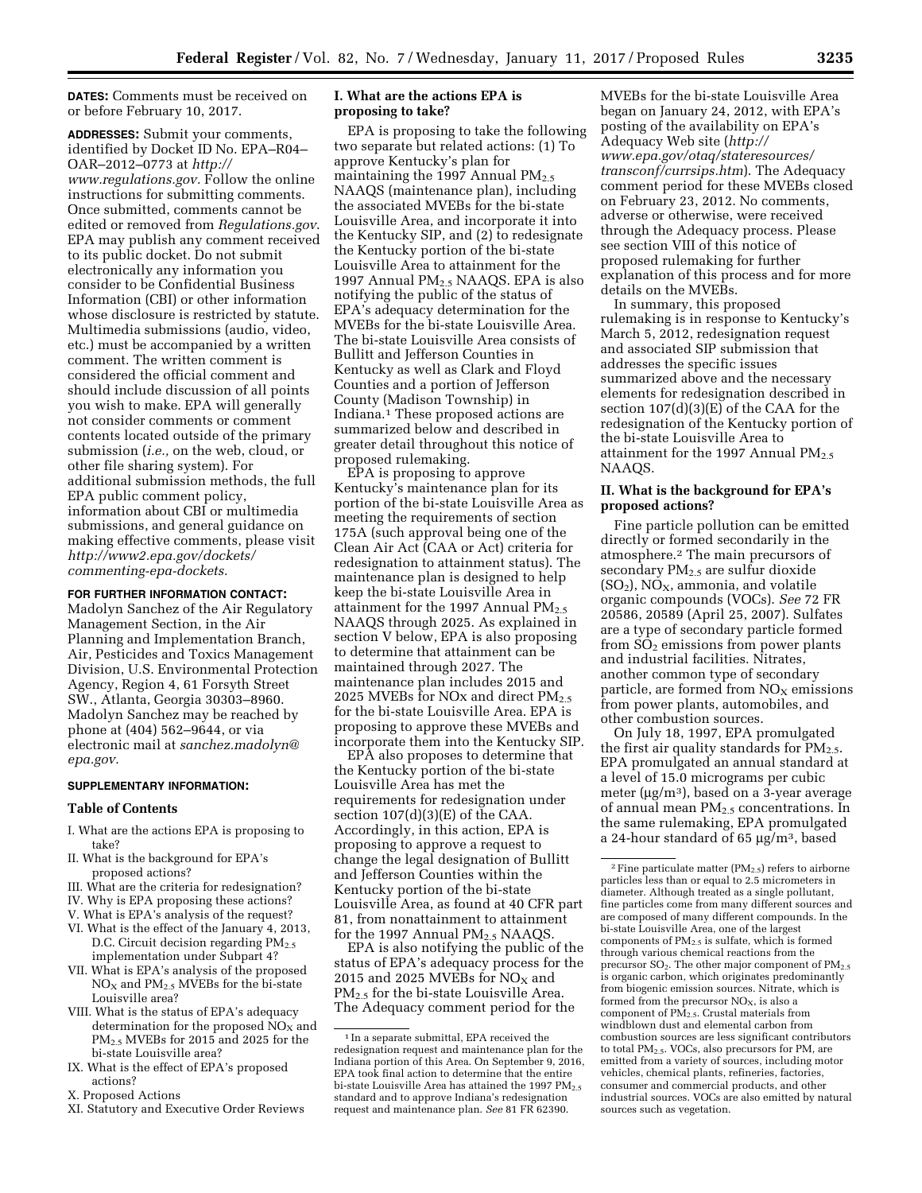**DATES:** Comments must be received on or before February 10, 2017.

**ADDRESSES:** Submit your comments, identified by Docket ID No. EPA–R04–OAR–2012–0773 at *http://www.regulations.gov.* Follow the online instructions for submitting comments. Once submitted, comments cannot be edited or removed from *Regulations.gov.* EPA may publish any comment received to its public docket. Do not submit electronically any information you consider to be Confidential Business Information (CBI) or other information whose disclosure is restricted by statute. Multimedia submissions (audio, video, etc.) must be accompanied by a written comment. The written comment is considered the official comment and should include discussion of all points you wish to make. EPA will generally not consider comments or comment contents located outside of the primary submission (*i.e.,* on the web, cloud, or other file sharing system). For additional submission methods, the full EPA public comment policy, information about CBI or multimedia submissions, and general guidance on making effective comments, please visit *http://www2.epa.gov/dockets/commenting-epa-dockets.*

**FOR FURTHER INFORMATION CONTACT:** Madolyn Sanchez of the Air Regulatory Management Section, in the Air Planning and Implementation Branch, Air, Pesticides and Toxics Management Division, U.S. Environmental Protection Agency, Region 4, 61 Forsyth Street SW., Atlanta, Georgia 30303–8960. Madolyn Sanchez may be reached by phone at (404) 562–9644, or via electronic mail at *sanchez.madolyn@epa.gov.*

**SUPPLEMENTARY INFORMATION:**

## Table of Contents

- I. What are the actions EPA is proposing to take?
- II. What is the background for EPA's proposed actions?
- III. What are the criteria for redesignation?
- IV. Why is EPA proposing these actions?
- V. What is EPA's analysis of the request?
- VI. What is the effect of the January 4, 2013, D.C. Circuit decision regarding $PM_{2.5}$ implementation under Subpart 4?
- VII. What is EPA's analysis of the proposed $NO_X$ and $PM_{2.5}$ MVEBs for the bi-state Louisville area?
- VIII. What is the status of EPA's adequacy determination for the proposed $NO_X$ and $PM_{2.5}$ MVEBs for 2015 and 2025 for the bi-state Louisville area?
- IX. What is the effect of EPA's proposed actions?
- X. Proposed Actions
- XI. Statutory and Executive Order Reviews

## I. What are the actions EPA is proposing to take?

EPA is proposing to take the following two separate but related actions: (1) To approve Kentucky's plan for maintaining the 1997 Annual $PM_{2.5}$ NAAQS (maintenance plan), including the associated MVEBs for the bi-state Louisville Area, and incorporate it into the Kentucky SIP, and (2) to redesignate the Kentucky portion of the bi-state Louisville Area to attainment for the 1997 Annual $PM_{2.5}$ NAAQS. EPA is also notifying the public of the status of EPA's adequacy determination for the MVEBs for the bi-state Louisville Area. The bi-state Louisville Area consists of Bullitt and Jefferson Counties in Kentucky as well as Clark and Floyd Counties and a portion of Jefferson County (Madison Township) in Indiana.[1] These proposed actions are summarized below and described in greater detail throughout this notice of proposed rulemaking.

EPA is proposing to approve Kentucky's maintenance plan for its portion of the bi-state Louisville Area as meeting the requirements of section 175A (such approval being one of the Clean Air Act (CAA or Act) criteria for redesignation to attainment status). The maintenance plan is designed to help keep the bi-state Louisville Area in attainment for the 1997 Annual $PM_{2.5}$ NAAQS through 2025. As explained in section V below, EPA is also proposing to determine that attainment can be maintained through 2027. The maintenance plan includes 2015 and 2025 MVEBs for NOx and direct $PM_{2.5}$ for the bi-state Louisville Area. EPA is proposing to approve these MVEBs and incorporate them into the Kentucky SIP.

EPA also proposes to determine that the Kentucky portion of the bi-state Louisville Area has met the requirements for redesignation under section 107(d)(3)(E) of the CAA. Accordingly, in this action, EPA is proposing to approve a request to change the legal designation of Bullitt and Jefferson Counties within the Kentucky portion of the bi-state Louisville Area, as found at 40 CFR part 81, from nonattainment to attainment for the 1997 Annual $PM_{2.5}$ NAAQS.

EPA is also notifying the public of the status of EPA's adequacy process for the 2015 and 2025 MVEBs for $NO_X$ and $PM_{2.5}$ for the bi-state Louisville Area. The Adequacy comment period for the MVEBs for the bi-state Louisville Area began on January 24, 2012, with EPA's posting of the availability on EPA's Adequacy Web site (*http://www.epa.gov/otaq/stateresources/transconf/currsips.htm*). The Adequacy comment period for these MVEBs closed on February 23, 2012. No comments, adverse or otherwise, were received through the Adequacy process. Please see section VIII of this notice of proposed rulemaking for further explanation of this process and for more details on the MVEBs.

In summary, this proposed rulemaking is in response to Kentucky's March 5, 2012, redesignation request and associated SIP submission that addresses the specific issues summarized above and the necessary elements for redesignation described in section 107(d)(3)(E) of the CAA for the redesignation of the Kentucky portion of the bi-state Louisville Area to attainment for the 1997 Annual $PM_{2.5}$ NAAQS.

## II. What is the background for EPA's proposed actions?

Fine particle pollution can be emitted directly or formed secondarily in the atmosphere.[2] The main precursors of secondary $PM_{2.5}$ are sulfur dioxide ($SO_2$), $NO_X$, ammonia, and volatile organic compounds (VOCs). *See* 72 FR 20586, 20589 (April 25, 2007). Sulfates are a type of secondary particle formed from $SO_2$ emissions from power plants and industrial facilities. Nitrates, another common type of secondary particle, are formed from $NO_X$ emissions from power plants, automobiles, and other combustion sources.

On July 18, 1997, EPA promulgated the first air quality standards for $PM_{2.5}$. EPA promulgated an annual standard at a level of 15.0 micrograms per cubic meter ($\mu g/m^3$), based on a 3-year average of annual mean $PM_{2.5}$ concentrations. In the same rulemaking, EPA promulgated a 24-hour standard of 65 $\mu g/m^3$, based

---

[1] In a separate submittal, EPA received the redesignation request and maintenance plan for the Indiana portion of this Area. On September 9, 2016, EPA took final action to determine that the entire bi-state Louisville Area has attained the 1997 $PM_{2.5}$ standard and to approve Indiana's redesignation request and maintenance plan. *See* 81 FR 62390.

[2] Fine particulate matter ($PM_{2.5}$) refers to airborne particles less than or equal to 2.5 micrometers in diameter. Although treated as a single pollutant, fine particles come from many different sources and are composed of many different compounds. In the bi-state Louisville Area, one of the largest components of $PM_{2.5}$ is sulfate, which is formed through various chemical reactions from the precursor $SO_2$. The other major component of $PM_{2.5}$ is organic carbon, which originates predominantly from biogenic emission sources. Nitrate, which is formed from the precursor $NO_X$, is also a component of $PM_{2.5}$. Crustal materials from windblown dust and elemental carbon from combustion sources are less significant contributors to total $PM_{2.5}$. VOCs, also precursors for PM, are emitted from a variety of sources, including motor vehicles, chemical plants, refineries, factories, consumer and commercial products, and other industrial sources. VOCs are also emitted by natural sources such as vegetation.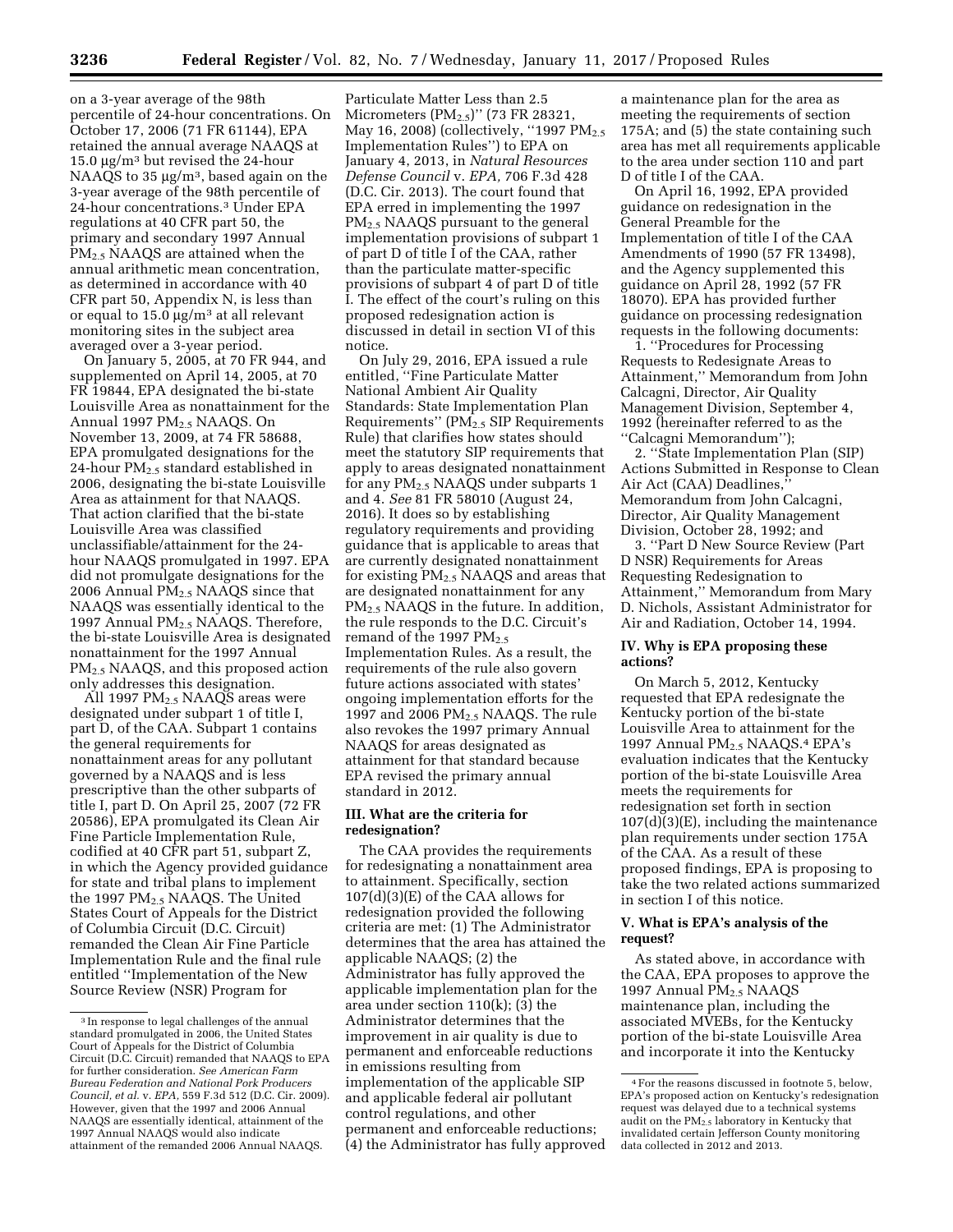on a 3-year average of the 98th percentile of 24-hour concentrations. On October 17, 2006 (71 FR 61144), EPA retained the annual average NAAQS at 15.0 µg/m$^3$ but revised the 24-hour NAAQS to 35 µg/m$^3$, based again on the 3-year average of the 98th percentile of 24-hour concentrations.[3] Under EPA regulations at 40 CFR part 50, the primary and secondary 1997 Annual $PM_{2.5}$ NAAQS are attained when the annual arithmetic mean concentration, as determined in accordance with 40 CFR part 50, Appendix N, is less than or equal to 15.0 µg/m$^3$ at all relevant monitoring sites in the subject area averaged over a 3-year period.

On January 5, 2005, at 70 FR 944, and supplemented on April 14, 2005, at 70 FR 19844, EPA designated the bi-state Louisville Area as nonattainment for the Annual 1997 $PM_{2.5}$ NAAQS. On November 13, 2009, at 74 FR 58688, EPA promulgated designations for the 24-hour $PM_{2.5}$ standard established in 2006, designating the bi-state Louisville Area as attainment for that NAAQS. That action clarified that the bi-state Louisville Area was classified unclassifiable/attainment for the 24-hour NAAQS promulgated in 1997. EPA did not promulgate designations for the 2006 Annual $PM_{2.5}$ NAAQS since that NAAQS was essentially identical to the 1997 Annual $PM_{2.5}$ NAAQS. Therefore, the bi-state Louisville Area is designated nonattainment for the 1997 Annual $PM_{2.5}$ NAAQS, and this proposed action only addresses this designation.

All 1997 $PM_{2.5}$ NAAQS areas were designated under subpart 1 of title I, part D, of the CAA. Subpart 1 contains the general requirements for nonattainment areas for any pollutant governed by a NAAQS and is less prescriptive than the other subparts of title I, part D. On April 25, 2007 (72 FR 20586), EPA promulgated its Clean Air Fine Particle Implementation Rule, codified at 40 CFR part 51, subpart Z, in which the Agency provided guidance for state and tribal plans to implement the 1997 $PM_{2.5}$ NAAQS. The United States Court of Appeals for the District of Columbia Circuit (D.C. Circuit) remanded the Clean Air Fine Particle Implementation Rule and the final rule entitled ''Implementation of the New Source Review (NSR) Program for Particulate Matter Less than 2.5 Micrometers ($PM_{2.5}$)'' (73 FR 28321, May 16, 2008) (collectively, ''1997 $PM_{2.5}$ Implementation Rules'') to EPA on January 4, 2013, in *Natural Resources Defense Council* v. *EPA,* 706 F.3d 428 (D.C. Cir. 2013). The court found that EPA erred in implementing the 1997 $PM_{2.5}$ NAAQS pursuant to the general implementation provisions of subpart 1 of part D of title I of the CAA, rather than the particulate matter-specific provisions of subpart 4 of part D of title I. The effect of the court's ruling on this proposed redesignation action is discussed in detail in section VI of this notice.

On July 29, 2016, EPA issued a rule entitled, ''Fine Particulate Matter National Ambient Air Quality Standards: State Implementation Plan Requirements'' ($PM_{2.5}$ SIP Requirements Rule) that clarifies how states should meet the statutory SIP requirements that apply to areas designated nonattainment for any $PM_{2.5}$ NAAQS under subparts 1 and 4. *See* 81 FR 58010 (August 24, 2016). It does so by establishing regulatory requirements and providing guidance that is applicable to areas that are currently designated nonattainment for existing $PM_{2.5}$ NAAQS and areas that are designated nonattainment for any $PM_{2.5}$ NAAQS in the future. In addition, the rule responds to the D.C. Circuit's remand of the 1997 $PM_{2.5}$ Implementation Rules. As a result, the requirements of the rule also govern future actions associated with states' ongoing implementation efforts for the 1997 and 2006 $PM_{2.5}$ NAAQS. The rule also revokes the 1997 primary Annual NAAQS for areas designated as attainment for that standard because EPA revised the primary annual standard in 2012.

## III. What are the criteria for redesignation?

The CAA provides the requirements for redesignating a nonattainment area to attainment. Specifically, section 107(d)(3)(E) of the CAA allows for redesignation provided the following criteria are met: (1) The Administrator determines that the area has attained the applicable NAAQS; (2) the Administrator has fully approved the applicable implementation plan for the area under section 110(k); (3) the Administrator determines that the improvement in air quality is due to permanent and enforceable reductions in emissions resulting from implementation of the applicable SIP and applicable federal air pollutant control regulations, and other permanent and enforceable reductions; (4) the Administrator has fully approved a maintenance plan for the area as meeting the requirements of section 175A; and (5) the state containing such area has met all requirements applicable to the area under section 110 and part D of title I of the CAA.

On April 16, 1992, EPA provided guidance on redesignation in the General Preamble for the Implementation of title I of the CAA Amendments of 1990 (57 FR 13498), and the Agency supplemented this guidance on April 28, 1992 (57 FR 18070). EPA has provided further guidance on processing redesignation requests in the following documents:

1. ''Procedures for Processing Requests to Redesignate Areas to Attainment,'' Memorandum from John Calcagni, Director, Air Quality Management Division, September 4, 1992 (hereinafter referred to as the ''Calcagni Memorandum'');

2. ''State Implementation Plan (SIP) Actions Submitted in Response to Clean Air Act (CAA) Deadlines,'' Memorandum from John Calcagni, Director, Air Quality Management Division, October 28, 1992; and

3. ''Part D New Source Review (Part D NSR) Requirements for Areas Requesting Redesignation to Attainment,'' Memorandum from Mary D. Nichols, Assistant Administrator for Air and Radiation, October 14, 1994.

## IV. Why is EPA proposing these actions?

On March 5, 2012, Kentucky requested that EPA redesignate the Kentucky portion of the bi-state Louisville Area to attainment for the 1997 Annual $PM_{2.5}$ NAAQS.[4] EPA's evaluation indicates that the Kentucky portion of the bi-state Louisville Area meets the requirements for redesignation set forth in section 107(d)(3)(E), including the maintenance plan requirements under section 175A of the CAA. As a result of these proposed findings, EPA is proposing to take the two related actions summarized in section I of this notice.

## V. What is EPA's analysis of the request?

As stated above, in accordance with the CAA, EPA proposes to approve the 1997 Annual $PM_{2.5}$ NAAQS maintenance plan, including the associated MVEBs, for the Kentucky portion of the bi-state Louisville Area and incorporate it into the Kentucky

---

[3] In response to legal challenges of the annual standard promulgated in 2006, the United States Court of Appeals for the District of Columbia Circuit (D.C. Circuit) remanded that NAAQS to EPA for further consideration. *See American Farm Bureau Federation and National Pork Producers Council, et al.* v. *EPA,* 559 F.3d 512 (D.C. Cir. 2009). However, given that the 1997 and 2006 Annual NAAQS are essentially identical, attainment of the 1997 Annual NAAQS would also indicate attainment of the remanded 2006 Annual NAAQS.

[4] For the reasons discussed in footnote 5, below, EPA's proposed action on Kentucky's redesignation request was delayed due to a technical systems audit on the $PM_{2.5}$ laboratory in Kentucky that invalidated certain Jefferson County monitoring data collected in 2012 and 2013.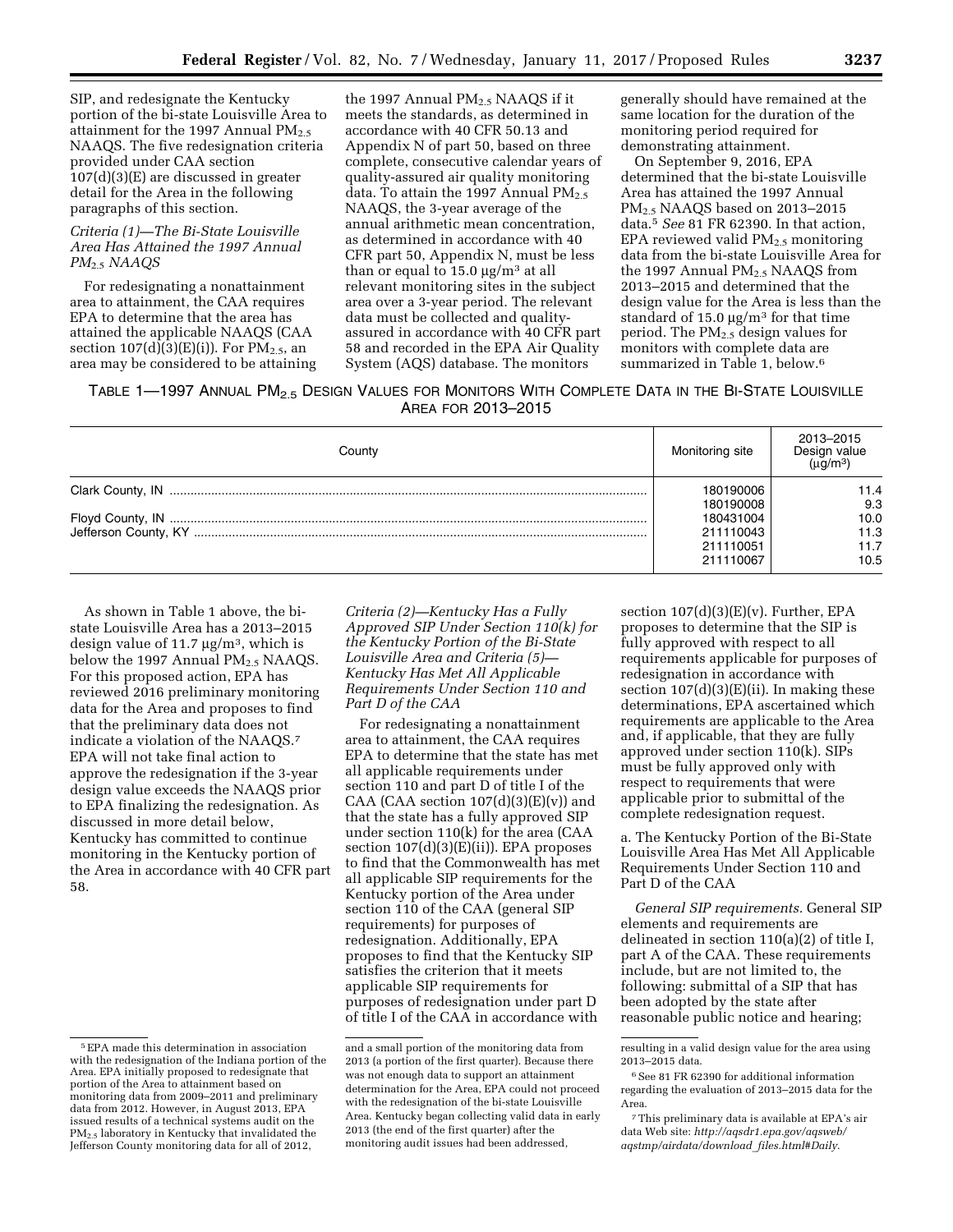SIP, and redesignate the Kentucky portion of the bi-state Louisville Area to attainment for the 1997 Annual $PM_{2.5}$ NAAQS. The five redesignation criteria provided under CAA section 107(d)(3)(E) are discussed in greater detail for the Area in the following paragraphs of this section.

*Criteria (1)—The Bi-State Louisville Area Has Attained the 1997 Annual $PM_{2.5}$ NAAQS*

For redesignating a nonattainment area to attainment, the CAA requires EPA to determine that the area has attained the applicable NAAQS (CAA section 107(d)(3)(E)(i)). For $PM_{2.5}$, an area may be considered to be attaining the 1997 Annual $PM_{2.5}$ NAAQS if it meets the standards, as determined in accordance with 40 CFR 50.13 and Appendix N of part 50, based on three complete, consecutive calendar years of quality-assured air quality monitoring data. To attain the 1997 Annual $PM_{2.5}$ NAAQS, the 3-year average of the annual arithmetic mean concentration, as determined in accordance with 40 CFR part 50, Appendix N, must be less than or equal to 15.0 µg/m³ at all relevant monitoring sites in the subject area over a 3-year period. The relevant data must be collected and quality-assured in accordance with 40 CFR part 58 and recorded in the EPA Air Quality System (AQS) database. The monitors generally should have remained at the same location for the duration of the monitoring period required for demonstrating attainment.

On September 9, 2016, EPA determined that the bi-state Louisville Area has attained the 1997 Annual $PM_{2.5}$ NAAQS based on 2013–2015 data.[5] *See* 81 FR 62390. In that action, EPA reviewed valid $PM_{2.5}$ monitoring data from the bi-state Louisville Area for the 1997 Annual $PM_{2.5}$ NAAQS from 2013–2015 and determined that the design value for the Area is less than the standard of 15.0 µg/m³ for that time period. The $PM_{2.5}$ design values for monitors with complete data are summarized in Table 1, below.[6]

TABLE 1—1997 ANNUAL $PM_{2.5}$ DESIGN VALUES FOR MONITORS WITH COMPLETE DATA IN THE BI-STATE LOUISVILLE AREA FOR 2013–2015

| County | Monitoring site | 2013–2015 Design value (µg/m³) |
|---|---|---|
| Clark County, IN | 180190006 | 11.4 |
| | 180190008 | 9.3 |
| Floyd County, IN | 180431004 | 10.0 |
| Jefferson County, KY | 211110043 | 11.3 |
| | 211110051 | 11.7 |
| | 211110067 | 10.5 |

As shown in Table 1 above, the bi-state Louisville Area has a 2013–2015 design value of 11.7 µg/m³, which is below the 1997 Annual $PM_{2.5}$ NAAQS. For this proposed action, EPA has reviewed 2016 preliminary monitoring data for the Area and proposes to find that the preliminary data does not indicate a violation of the NAAQS.[7] EPA will not take final action to approve the redesignation if the 3-year design value exceeds the NAAQS prior to EPA finalizing the redesignation. As discussed in more detail below, Kentucky has committed to continue monitoring in the Kentucky portion of the Area in accordance with 40 CFR part 58.

*Criteria (2)—Kentucky Has a Fully Approved SIP Under Section 110(k) for the Kentucky Portion of the Bi-State Louisville Area and Criteria (5)—Kentucky Has Met All Applicable Requirements Under Section 110 and Part D of the CAA*

For redesignating a nonattainment area to attainment, the CAA requires EPA to determine that the state has met all applicable requirements under section 110 and part D of title I of the CAA (CAA section 107(d)(3)(E)(v)) and that the state has a fully approved SIP under section 110(k) for the area (CAA section 107(d)(3)(E)(ii)). EPA proposes to find that the Commonwealth has met all applicable SIP requirements for the Kentucky portion of the Area under section 110 of the CAA (general SIP requirements) for purposes of redesignation. Additionally, EPA proposes to find that the Kentucky SIP satisfies the criterion that it meets applicable SIP requirements for purposes of redesignation under part D of title I of the CAA in accordance with section 107(d)(3)(E)(v). Further, EPA proposes to determine that the SIP is fully approved with respect to all requirements applicable for purposes of redesignation in accordance with section 107(d)(3)(E)(ii). In making these determinations, EPA ascertained which requirements are applicable to the Area and, if applicable, that they are fully approved under section 110(k). SIPs must be fully approved only with respect to requirements that were applicable prior to submittal of the complete redesignation request.

a. The Kentucky Portion of the Bi-State Louisville Area Has Met All Applicable Requirements Under Section 110 and Part D of the CAA

*General SIP requirements.* General SIP elements and requirements are delineated in section 110(a)(2) of title I, part A of the CAA. These requirements include, but are not limited to, the following: submittal of a SIP that has been adopted by the state after reasonable public notice and hearing;

[5] EPA made this determination in association with the redesignation of the Indiana portion of the Area. EPA initially proposed to redesignate that portion of the Area to attainment based on monitoring data from 2009–2011 and preliminary data from 2012. However, in August 2013, EPA issued results of a technical systems audit on the $PM_{2.5}$ laboratory in Kentucky that invalidated the Jefferson County monitoring data for all of 2012, and a small portion of the monitoring data from 2013 (a portion of the first quarter). Because there was not enough data to support an attainment determination for the Area, EPA could not proceed with the redesignation of the bi-state Louisville Area. Kentucky began collecting valid data in early 2013 (the end of the first quarter) after the monitoring audit issues had been addressed, resulting in a valid design value for the area using 2013–2015 data.

[6] See 81 FR 62390 for additional information regarding the evaluation of 2013–2015 data for the Area.

[7] This preliminary data is available at EPA's air data Web site: *http://aqsdr1.epa.gov/aqsweb/aqstmp/airdata/download_files.html#Daily.*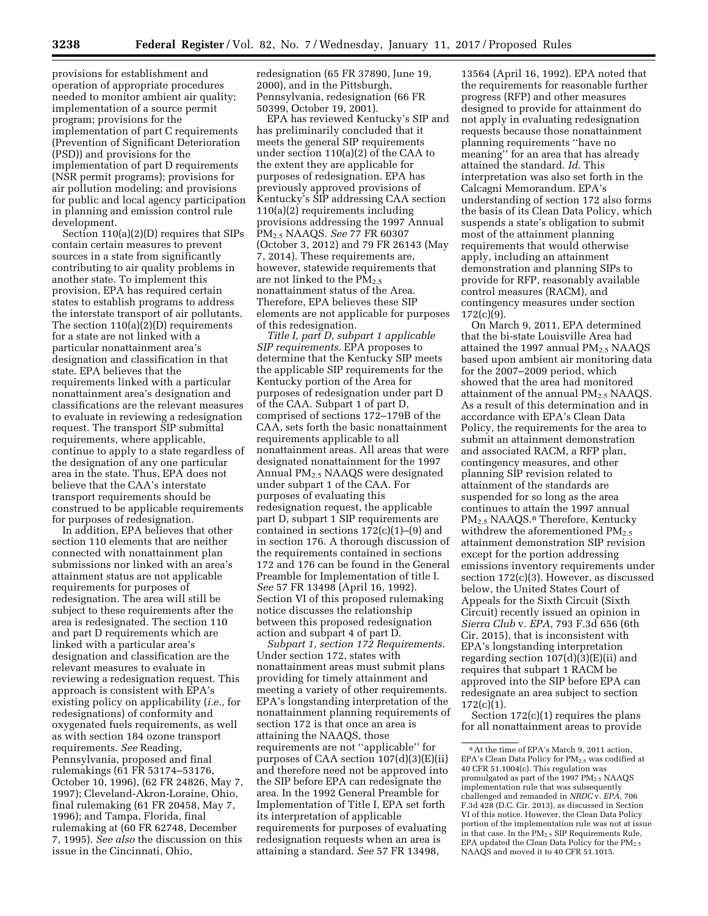provisions for establishment and operation of appropriate procedures needed to monitor ambient air quality; implementation of a source permit program; provisions for the implementation of part C requirements (Prevention of Significant Deterioration (PSD)) and provisions for the implementation of part D requirements (NSR permit programs); provisions for air pollution modeling; and provisions for public and local agency participation in planning and emission control rule development.

Section 110(a)(2)(D) requires that SIPs contain certain measures to prevent sources in a state from significantly contributing to air quality problems in another state. To implement this provision, EPA has required certain states to establish programs to address the interstate transport of air pollutants. The section 110(a)(2)(D) requirements for a state are not linked with a particular nonattainment area's designation and classification in that state. EPA believes that the requirements linked with a particular nonattainment area's designation and classifications are the relevant measures to evaluate in reviewing a redesignation request. The transport SIP submittal requirements, where applicable, continue to apply to a state regardless of the designation of any one particular area in the state. Thus, EPA does not believe that the CAA's interstate transport requirements should be construed to be applicable requirements for purposes of redesignation.

In addition, EPA believes that other section 110 elements that are neither connected with nonattainment plan submissions nor linked with an area's attainment status are not applicable requirements for purposes of redesignation. The area will still be subject to these requirements after the area is redesignated. The section 110 and part D requirements which are linked with a particular area's designation and classification are the relevant measures to evaluate in reviewing a redesignation request. This approach is consistent with EPA's existing policy on applicability (*i.e.,* for redesignations) of conformity and oxygenated fuels requirements, as well as with section 184 ozone transport requirements. *See* Reading, Pennsylvania, proposed and final rulemakings (61 FR 53174–53176, October 10, 1996), (62 FR 24826, May 7, 1997); Cleveland-Akron-Loraine, Ohio, final rulemaking (61 FR 20458, May 7, 1996); and Tampa, Florida, final rulemaking at (60 FR 62748, December 7, 1995). *See also* the discussion on this issue in the Cincinnati, Ohio, redesignation (65 FR 37890, June 19, 2000), and in the Pittsburgh, Pennsylvania, redesignation (66 FR 50399, October 19, 2001).

EPA has reviewed Kentucky's SIP and has preliminarily concluded that it meets the general SIP requirements under section 110(a)(2) of the CAA to the extent they are applicable for purposes of redesignation. EPA has previously approved provisions of Kentucky's SIP addressing CAA section 110(a)(2) requirements including provisions addressing the 1997 Annual $PM_{2.5}$ NAAQS. *See* 77 FR 60307 (October 3, 2012) and 79 FR 26143 (May 7, 2014). These requirements are, however, statewide requirements that are not linked to the $PM_{2.5}$ nonattainment status of the Area. Therefore, EPA believes these SIP elements are not applicable for purposes of this redesignation.

*Title I, part D, subpart 1 applicable SIP requirements.* EPA proposes to determine that the Kentucky SIP meets the applicable SIP requirements for the Kentucky portion of the Area for purposes of redesignation under part D of the CAA. Subpart 1 of part D, comprised of sections 172–179B of the CAA, sets forth the basic nonattainment requirements applicable to all nonattainment areas. All areas that were designated nonattainment for the 1997 Annual $PM_{2.5}$ NAAQS were designated under subpart 1 of the CAA. For purposes of evaluating this redesignation request, the applicable part D, subpart 1 SIP requirements are contained in sections 172(c)(1)–(9) and in section 176. A thorough discussion of the requirements contained in sections 172 and 176 can be found in the General Preamble for Implementation of title I. *See* 57 FR 13498 (April 16, 1992). Section VI of this proposed rulemaking notice discusses the relationship between this proposed redesignation action and subpart 4 of part D.

*Subpart 1, section 172 Requirements.* Under section 172, states with nonattainment areas must submit plans providing for timely attainment and meeting a variety of other requirements. EPA's longstanding interpretation of the nonattainment planning requirements of section 172 is that once an area is attaining the NAAQS, those requirements are not "applicable" for purposes of CAA section 107(d)(3)(E)(ii) and therefore need not be approved into the SIP before EPA can redesignate the area. In the 1992 General Preamble for Implementation of Title I, EPA set forth its interpretation of applicable requirements for purposes of evaluating redesignation requests when an area is attaining a standard. *See* 57 FR 13498, 13564 (April 16, 1992). EPA noted that the requirements for reasonable further progress (RFP) and other measures designed to provide for attainment do not apply in evaluating redesignation requests because those nonattainment planning requirements "have no meaning" for an area that has already attained the standard. *Id.* This interpretation was also set forth in the Calcagni Memorandum. EPA's understanding of section 172 also forms the basis of its Clean Data Policy, which suspends a state's obligation to submit most of the attainment planning requirements that would otherwise apply, including an attainment demonstration and planning SIPs to provide for RFP, reasonably available control measures (RACM), and contingency measures under section 172(c)(9).

On March 9, 2011, EPA determined that the bi-state Louisville Area had attained the 1997 annual $PM_{2.5}$ NAAQS based upon ambient air monitoring data for the 2007–2009 period, which showed that the area had monitored attainment of the annual $PM_{2.5}$ NAAQS. As a result of this determination and in accordance with EPA's Clean Data Policy, the requirements for the area to submit an attainment demonstration and associated RACM, a RFP plan, contingency measures, and other planning SIP revision related to attainment of the standards are suspended for so long as the area continues to attain the 1997 annual $PM_{2.5}$ NAAQS.[8] Therefore, Kentucky withdrew the aforementioned $PM_{2.5}$ attainment demonstration SIP revision except for the portion addressing emissions inventory requirements under section 172(c)(3). However, as discussed below, the United States Court of Appeals for the Sixth Circuit (Sixth Circuit) recently issued an opinion in *Sierra Club* v. *EPA,* 793 F.3d 656 (6th Cir. 2015), that is inconsistent with EPA's longstanding interpretation regarding section 107(d)(3)(E)(ii) and requires that subpart 1 RACM be approved into the SIP before EPA can redesignate an area subject to section 172(c)(1).

Section 172(c)(1) requires the plans for all nonattainment areas to provide

[8] At the time of EPA's March 9, 2011 action, EPA's Clean Data Policy for $PM_{2.5}$ was codified at 40 CFR 51.1004(c). This regulation was promulgated as part of the 1997 $PM_{2.5}$ NAAQS implementation rule that was subsequently challenged and remanded in *NRDC* v. *EPA,* 706 F.3d 428 (D.C. Cir. 2013), as discussed in Section VI of this notice. However, the Clean Data Policy portion of the implementation rule was not at issue in that case. In the $PM_{2.5}$ SIP Requirements Rule, EPA updated the Clean Data Policy for the $PM_{2.5}$ NAAQS and moved it to 40 CFR 51.1015.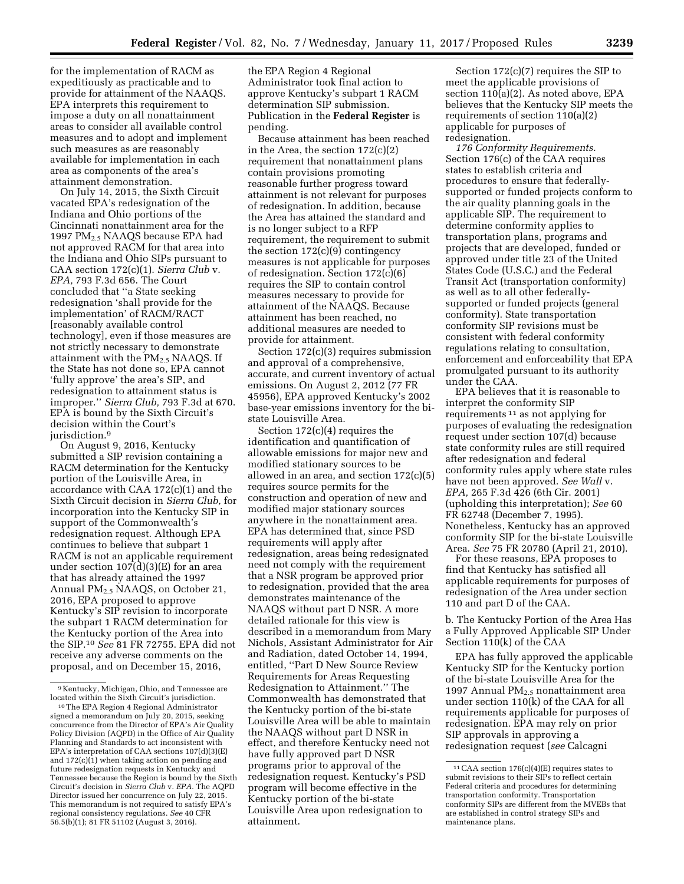for the implementation of RACM as expeditiously as practicable and to provide for attainment of the NAAQS. EPA interprets this requirement to impose a duty on all nonattainment areas to consider all available control measures and to adopt and implement such measures as are reasonably available for implementation in each area as components of the area's attainment demonstration.

On July 14, 2015, the Sixth Circuit vacated EPA's redesignation of the Indiana and Ohio portions of the Cincinnati nonattainment area for the 1997 $PM_{2.5}$ NAAQS because EPA had not approved RACM for that area into the Indiana and Ohio SIPs pursuant to CAA section 172(c)(1). *Sierra Club* v. *EPA,* 793 F.3d 656. The Court concluded that ''a State seeking redesignation 'shall provide for the implementation' of RACM/RACT [reasonably available control technology], even if those measures are not strictly necessary to demonstrate attainment with the $PM_{2.5}$ NAAQS. If the State has not done so, EPA cannot 'fully approve' the area's SIP, and redesignation to attainment status is improper.'' *Sierra Club,* 793 F.3d at 670. EPA is bound by the Sixth Circuit's decision within the Court's jurisdiction.[9]

On August 9, 2016, Kentucky submitted a SIP revision containing a RACM determination for the Kentucky portion of the Louisville Area, in accordance with CAA 172(c)(1) and the Sixth Circuit decision in *Sierra Club,* for incorporation into the Kentucky SIP in support of the Commonwealth's redesignation request. Although EPA continues to believe that subpart 1 RACM is not an applicable requirement under section 107(d)(3)(E) for an area that has already attained the 1997 Annual $PM_{2.5}$ NAAQS, on October 21, 2016, EPA proposed to approve Kentucky's SIP revision to incorporate the subpart 1 RACM determination for the Kentucky portion of the Area into the SIP.[10] *See* 81 FR 72755. EPA did not receive any adverse comments on the proposal, and on December 15, 2016, the EPA Region 4 Regional Administrator took final action to approve Kentucky's subpart 1 RACM determination SIP submission. Publication in the **Federal Register** is pending.

Because attainment has been reached in the Area, the section 172(c)(2) requirement that nonattainment plans contain provisions promoting reasonable further progress toward attainment is not relevant for purposes of redesignation. In addition, because the Area has attained the standard and is no longer subject to a RFP requirement, the requirement to submit the section 172(c)(9) contingency measures is not applicable for purposes of redesignation. Section 172(c)(6) requires the SIP to contain control measures necessary to provide for attainment of the NAAQS. Because attainment has been reached, no additional measures are needed to provide for attainment.

Section 172(c)(3) requires submission and approval of a comprehensive, accurate, and current inventory of actual emissions. On August 2, 2012 (77 FR 45956), EPA approved Kentucky's 2002 base-year emissions inventory for the bi-state Louisville Area.

Section 172(c)(4) requires the identification and quantification of allowable emissions for major new and modified stationary sources to be allowed in an area, and section 172(c)(5) requires source permits for the construction and operation of new and modified major stationary sources anywhere in the nonattainment area. EPA has determined that, since PSD requirements will apply after redesignation, areas being redesignated need not comply with the requirement that a NSR program be approved prior to redesignation, provided that the area demonstrates maintenance of the NAAQS without part D NSR. A more detailed rationale for this view is described in a memorandum from Mary Nichols, Assistant Administrator for Air and Radiation, dated October 14, 1994, entitled, ''Part D New Source Review Requirements for Areas Requesting Redesignation to Attainment.'' The Commonwealth has demonstrated that the Kentucky portion of the bi-state Louisville Area will be able to maintain the NAAQS without part D NSR in effect, and therefore Kentucky need not have fully approved part D NSR programs prior to approval of the redesignation request. Kentucky's PSD program will become effective in the Kentucky portion of the bi-state Louisville Area upon redesignation to attainment.

Section 172(c)(7) requires the SIP to meet the applicable provisions of section 110(a)(2). As noted above, EPA believes that the Kentucky SIP meets the requirements of section 110(a)(2) applicable for purposes of redesignation.

*176 Conformity Requirements.* Section 176(c) of the CAA requires states to establish criteria and procedures to ensure that federally-supported or funded projects conform to the air quality planning goals in the applicable SIP. The requirement to determine conformity applies to transportation plans, programs and projects that are developed, funded or approved under title 23 of the United States Code (U.S.C.) and the Federal Transit Act (transportation conformity) as well as to all other federally-supported or funded projects (general conformity). State transportation conformity SIP revisions must be consistent with federal conformity regulations relating to consultation, enforcement and enforceability that EPA promulgated pursuant to its authority under the CAA.

EPA believes that it is reasonable to interpret the conformity SIP requirements[11] as not applying for purposes of evaluating the redesignation request under section 107(d) because state conformity rules are still required after redesignation and federal conformity rules apply where state rules have not been approved. *See Wall* v. *EPA,* 265 F.3d 426 (6th Cir. 2001) (upholding this interpretation); *See* 60 FR 62748 (December 7, 1995). Nonetheless, Kentucky has an approved conformity SIP for the bi-state Louisville Area. *See* 75 FR 20780 (April 21, 2010).

For these reasons, EPA proposes to find that Kentucky has satisfied all applicable requirements for purposes of redesignation of the Area under section 110 and part D of the CAA.

b. The Kentucky Portion of the Area Has a Fully Approved Applicable SIP Under Section 110(k) of the CAA

EPA has fully approved the applicable Kentucky SIP for the Kentucky portion of the bi-state Louisville Area for the 1997 Annual $PM_{2.5}$ nonattainment area under section 110(k) of the CAA for all requirements applicable for purposes of redesignation. EPA may rely on prior SIP approvals in approving a redesignation request (*see* Calcagni

---

[9] Kentucky, Michigan, Ohio, and Tennessee are located within the Sixth Circuit's jurisdiction.

[10] The EPA Region 4 Regional Administrator signed a memorandum on July 20, 2015, seeking concurrence from the Director of EPA's Air Quality Policy Division (AQPD) in the Office of Air Quality Planning and Standards to act inconsistent with EPA's interpretation of CAA sections 107(d)(3)(E) and 172(c)(1) when taking action on pending and future redesignation requests in Kentucky and Tennessee because the Region is bound by the Sixth Circuit's decision in *Sierra Club* v. *EPA.* The AQPD Director issued her concurrence on July 22, 2015. This memorandum is not required to satisfy EPA's regional consistency regulations. *See* 40 CFR 56.5(b)(1); 81 FR 51102 (August 3, 2016).

[11] CAA section 176(c)(4)(E) requires states to submit revisions to their SIPs to reflect certain Federal criteria and procedures for determining transportation conformity. Transportation conformity SIPs are different from the MVEBs that are established in control strategy SIPs and maintenance plans.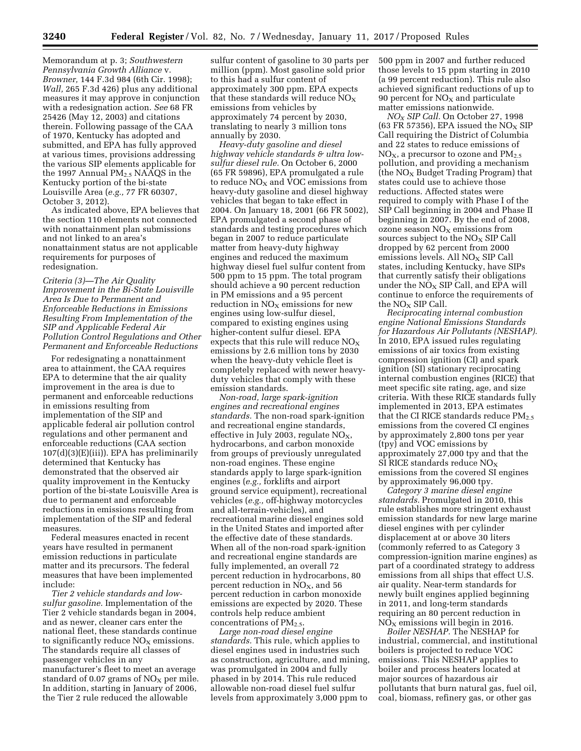Memorandum at p. 3; *Southwestern Pennsylvania Growth Alliance* v. *Browner,* 144 F.3d 984 (6th Cir. 1998); *Wall,* 265 F.3d 426) plus any additional measures it may approve in conjunction with a redesignation action. *See* 68 FR 25426 (May 12, 2003) and citations therein. Following passage of the CAA of 1970, Kentucky has adopted and submitted, and EPA has fully approved at various times, provisions addressing the various SIP elements applicable for the 1997 Annual $PM_{2.5}$ NAAQS in the Kentucky portion of the bi-state Louisville Area (*e.g.,* 77 FR 60307, October 3, 2012).

As indicated above, EPA believes that the section 110 elements not connected with nonattainment plan submissions and not linked to an area's nonattainment status are not applicable requirements for purposes of redesignation.

*Criteria (3)—The Air Quality Improvement in the Bi-State Louisville Area Is Due to Permanent and Enforceable Reductions in Emissions Resulting From Implementation of the SIP and Applicable Federal Air Pollution Control Regulations and Other Permanent and Enforceable Reductions*

For redesignating a nonattainment area to attainment, the CAA requires EPA to determine that the air quality improvement in the area is due to permanent and enforceable reductions in emissions resulting from implementation of the SIP and applicable federal air pollution control regulations and other permanent and enforceable reductions (CAA section 107(d)(3)(E)(iii)). EPA has preliminarily determined that Kentucky has demonstrated that the observed air quality improvement in the Kentucky portion of the bi-state Louisville Area is due to permanent and enforceable reductions in emissions resulting from implementation of the SIP and federal measures.

Federal measures enacted in recent years have resulted in permanent emission reductions in particulate matter and its precursors. The federal measures that have been implemented include:

*Tier 2 vehicle standards and low-sulfur gasoline.* Implementation of the Tier 2 vehicle standards began in 2004, and as newer, cleaner cars enter the national fleet, these standards continue to significantly reduce $NO_X$ emissions. The standards require all classes of passenger vehicles in any manufacturer's fleet to meet an average standard of 0.07 grams of $NO_X$ per mile. In addition, starting in January of 2006, the Tier 2 rule reduced the allowable sulfur content of gasoline to 30 parts per million (ppm). Most gasoline sold prior to this had a sulfur content of approximately 300 ppm. EPA expects that these standards will reduce $NO_X$ emissions from vehicles by approximately 74 percent by 2030, translating to nearly 3 million tons annually by 2030.

*Heavy-duty gasoline and diesel highway vehicle standards & ultra low-sulfur diesel rule.* On October 6, 2000 (65 FR 59896), EPA promulgated a rule to reduce $NO_X$ and VOC emissions from heavy-duty gasoline and diesel highway vehicles that began to take effect in 2004. On January 18, 2001 (66 FR 5002), EPA promulgated a second phase of standards and testing procedures which began in 2007 to reduce particulate matter from heavy-duty highway engines and reduced the maximum highway diesel fuel sulfur content from 500 ppm to 15 ppm. The total program should achieve a 90 percent reduction in PM emissions and a 95 percent reduction in $NO_X$ emissions for new engines using low-sulfur diesel, compared to existing engines using higher-content sulfur diesel. EPA expects that this rule will reduce $NO_X$ emissions by 2.6 million tons by 2030 when the heavy-duty vehicle fleet is completely replaced with newer heavy-duty vehicles that comply with these emission standards.

*Non-road, large spark-ignition engines and recreational engines standards.* The non-road spark-ignition and recreational engine standards, effective in July 2003, regulate $NO_X$, hydrocarbons, and carbon monoxide from groups of previously unregulated non-road engines. These engine standards apply to large spark-ignition engines (*e.g.,* forklifts and airport ground service equipment), recreational vehicles (*e.g.,* off-highway motorcycles and all-terrain-vehicles), and recreational marine diesel engines sold in the United States and imported after the effective date of these standards. When all of the non-road spark-ignition and recreational engine standards are fully implemented, an overall 72 percent reduction in hydrocarbons, 80 percent reduction in $NO_X$, and 56 percent reduction in carbon monoxide emissions are expected by 2020. These controls help reduce ambient concentrations of $PM_{2.5}$.

*Large non-road diesel engine standards.* This rule, which applies to diesel engines used in industries such as construction, agriculture, and mining, was promulgated in 2004 and fully phased in by 2014. This rule reduced allowable non-road diesel fuel sulfur levels from approximately 3,000 ppm to 500 ppm in 2007 and further reduced those levels to 15 ppm starting in 2010 (a 99 percent reduction). This rule also achieved significant reductions of up to 90 percent for $NO_X$ and particulate matter emissions nationwide.

*$NO_X$ SIP Call.* On October 27, 1998 (63 FR 57356), EPA issued the $NO_X$ SIP Call requiring the District of Columbia and 22 states to reduce emissions of $NO_X$, a precursor to ozone and $PM_{2.5}$ pollution, and providing a mechanism (the $NO_X$ Budget Trading Program) that states could use to achieve those reductions. Affected states were required to comply with Phase I of the SIP Call beginning in 2004 and Phase II beginning in 2007. By the end of 2008, ozone season $NO_X$ emissions from sources subject to the $NO_X$ SIP Call dropped by 62 percent from 2000 emissions levels. All $NO_X$ SIP Call states, including Kentucky, have SIPs that currently satisfy their obligations under the $NO_X$ SIP Call, and EPA will continue to enforce the requirements of the $NO_X$ SIP Call.

*Reciprocating internal combustion engine National Emissions Standards for Hazardous Air Pollutants (NESHAP).* In 2010, EPA issued rules regulating emissions of air toxics from existing compression ignition (CI) and spark ignition (SI) stationary reciprocating internal combustion engines (RICE) that meet specific site rating, age, and size criteria. With these RICE standards fully implemented in 2013, EPA estimates that the CI RICE standards reduce $PM_{2.5}$ emissions from the covered CI engines by approximately 2,800 tons per year (tpy) and VOC emissions by approximately 27,000 tpy and that the SI RICE standards reduce $NO_X$ emissions from the covered SI engines by approximately 96,000 tpy.

*Category 3 marine diesel engine standards.* Promulgated in 2010, this rule establishes more stringent exhaust emission standards for new large marine diesel engines with per cylinder displacement at or above 30 liters (commonly referred to as Category 3 compression-ignition marine engines) as part of a coordinated strategy to address emissions from all ships that effect U.S. air quality. Near-term standards for newly built engines applied beginning in 2011, and long-term standards requiring an 80 percent reduction in $NO_X$ emissions will begin in 2016.

*Boiler NESHAP.* The NESHAP for industrial, commercial, and institutional boilers is projected to reduce VOC emissions. This NESHAP applies to boiler and process heaters located at major sources of hazardous air pollutants that burn natural gas, fuel oil, coal, biomass, refinery gas, or other gas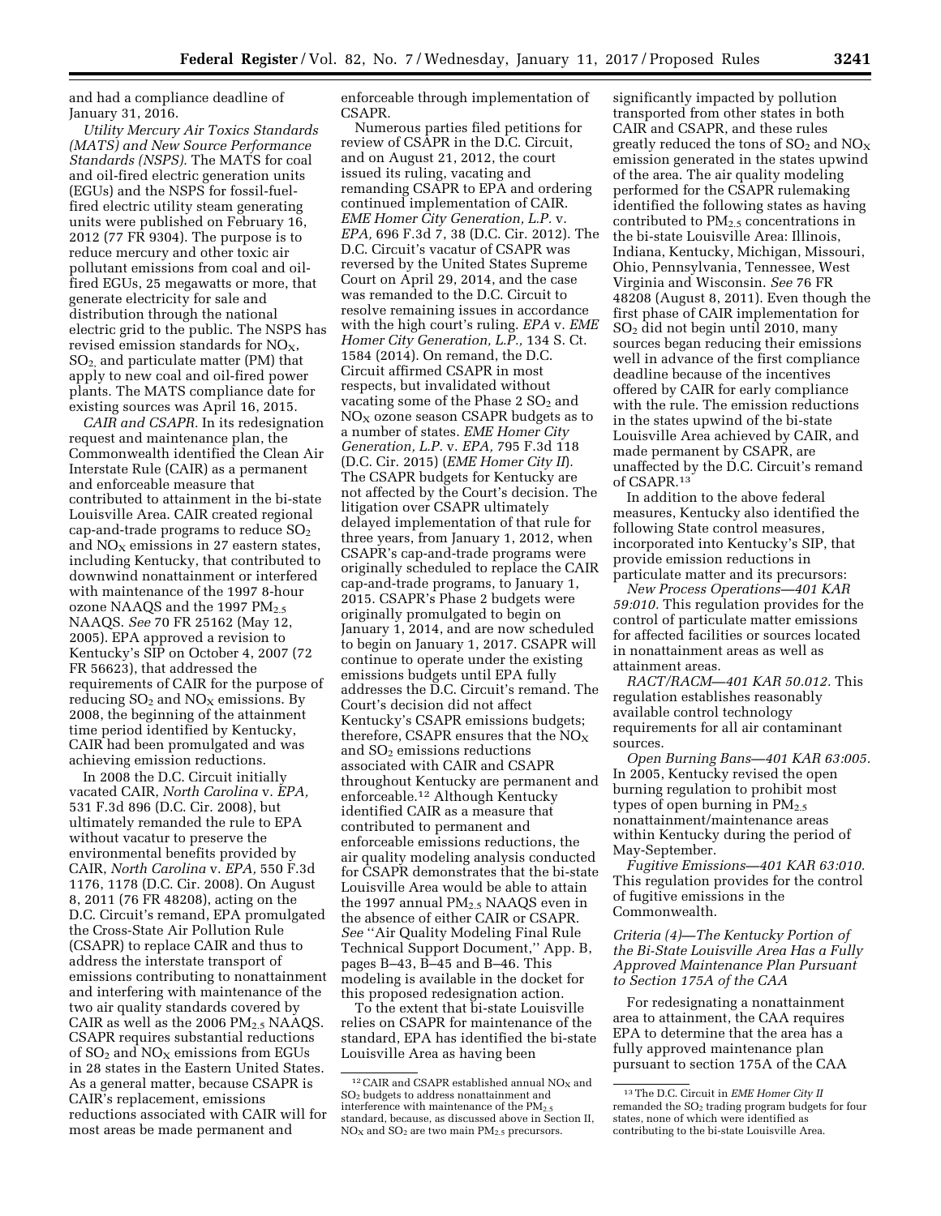and had a compliance deadline of January 31, 2016.

*Utility Mercury Air Toxics Standards (MATS) and New Source Performance Standards (NSPS).* The MATS for coal and oil-fired electric generation units (EGUs) and the NSPS for fossil-fuel-fired electric utility steam generating units were published on February 16, 2012 (77 FR 9304). The purpose is to reduce mercury and other toxic air pollutant emissions from coal and oil-fired EGUs, 25 megawatts or more, that generate electricity for sale and distribution through the national electric grid to the public. The NSPS has revised emission standards for $NO_X$, $SO_2$, and particulate matter (PM) that apply to new coal and oil-fired power plants. The MATS compliance date for existing sources was April 16, 2015.

*CAIR and CSAPR.* In its redesignation request and maintenance plan, the Commonwealth identified the Clean Air Interstate Rule (CAIR) as a permanent and enforceable measure that contributed to attainment in the bi-state Louisville Area. CAIR created regional cap-and-trade programs to reduce $SO_2$ and $NO_X$ emissions in 27 eastern states, including Kentucky, that contributed to downwind nonattainment or interfered with maintenance of the 1997 8-hour ozone NAAQS and the 1997 $PM_{2.5}$ NAAQS. *See* 70 FR 25162 (May 12, 2005). EPA approved a revision to Kentucky's SIP on October 4, 2007 (72 FR 56623), that addressed the requirements of CAIR for the purpose of reducing $SO_2$ and $NO_X$ emissions. By 2008, the beginning of the attainment time period identified by Kentucky, CAIR had been promulgated and was achieving emission reductions.

In 2008 the D.C. Circuit initially vacated CAIR, *North Carolina* v. *EPA,* 531 F.3d 896 (D.C. Cir. 2008), but ultimately remanded the rule to EPA without vacatur to preserve the environmental benefits provided by CAIR, *North Carolina* v. *EPA,* 550 F.3d 1176, 1178 (D.C. Cir. 2008). On August 8, 2011 (76 FR 48208), acting on the D.C. Circuit's remand, EPA promulgated the Cross-State Air Pollution Rule (CSAPR) to replace CAIR and thus to address the interstate transport of emissions contributing to nonattainment and interfering with maintenance of the two air quality standards covered by CAIR as well as the 2006 $PM_{2.5}$ NAAQS. CSAPR requires substantial reductions of $SO_2$ and $NO_X$ emissions from EGUs in 28 states in the Eastern United States. As a general matter, because CSAPR is CAIR's replacement, emissions reductions associated with CAIR will for most areas be made permanent and enforceable through implementation of CSAPR.

Numerous parties filed petitions for review of CSAPR in the D.C. Circuit, and on August 21, 2012, the court issued its ruling, vacating and remanding CSAPR to EPA and ordering continued implementation of CAIR. *EME Homer City Generation, L.P.* v. *EPA,* 696 F.3d 7, 38 (D.C. Cir. 2012). The D.C. Circuit's vacatur of CSAPR was reversed by the United States Supreme Court on April 29, 2014, and the case was remanded to the D.C. Circuit to resolve remaining issues in accordance with the high court's ruling. *EPA* v. *EME Homer City Generation, L.P.,* 134 S. Ct. 1584 (2014). On remand, the D.C. Circuit affirmed CSAPR in most respects, but invalidated without vacating some of the Phase 2 $SO_2$ and $NO_X$ ozone season CSAPR budgets as to a number of states. *EME Homer City Generation, L.P.* v. *EPA,* 795 F.3d 118 (D.C. Cir. 2015) (*EME Homer City II*). The CSAPR budgets for Kentucky are not affected by the Court's decision. The litigation over CSAPR ultimately delayed implementation of that rule for three years, from January 1, 2012, when CSAPR's cap-and-trade programs were originally scheduled to replace the CAIR cap-and-trade programs, to January 1, 2015. CSAPR's Phase 2 budgets were originally promulgated to begin on January 1, 2014, and are now scheduled to begin on January 1, 2017. CSAPR will continue to operate under the existing emissions budgets until EPA fully addresses the D.C. Circuit's remand. The Court's decision did not affect Kentucky's CSAPR emissions budgets; therefore, CSAPR ensures that the $NO_X$ and $SO_2$ emissions reductions associated with CAIR and CSAPR throughout Kentucky are permanent and enforceable.[12] Although Kentucky identified CAIR as a measure that contributed to permanent and enforceable emissions reductions, the air quality modeling analysis conducted for CSAPR demonstrates that the bi-state Louisville Area would be able to attain the 1997 annual $PM_{2.5}$ NAAQS even in the absence of either CAIR or CSAPR. *See* "Air Quality Modeling Final Rule Technical Support Document," App. B, pages B–43, B–45 and B–46. This modeling is available in the docket for this proposed redesignation action.

To the extent that bi-state Louisville relies on CSAPR for maintenance of the standard, EPA has identified the bi-state Louisville Area as having been significantly impacted by pollution transported from other states in both CAIR and CSAPR, and these rules greatly reduced the tons of $SO_2$ and $NO_X$ emission generated in the states upwind of the area. The air quality modeling performed for the CSAPR rulemaking identified the following states as having contributed to $PM_{2.5}$ concentrations in the bi-state Louisville Area: Illinois, Indiana, Kentucky, Michigan, Missouri, Ohio, Pennsylvania, Tennessee, West Virginia and Wisconsin. *See* 76 FR 48208 (August 8, 2011). Even though the first phase of CAIR implementation for $SO_2$ did not begin until 2010, many sources began reducing their emissions well in advance of the first compliance deadline because of the incentives offered by CAIR for early compliance with the rule. The emission reductions in the states upwind of the bi-state Louisville Area achieved by CAIR, and made permanent by CSAPR, are unaffected by the D.C. Circuit's remand of CSAPR.[13]

In addition to the above federal measures, Kentucky also identified the following State control measures, incorporated into Kentucky's SIP, that provide emission reductions in particulate matter and its precursors:

*New Process Operations—401 KAR 59:010.* This regulation provides for the control of particulate matter emissions for affected facilities or sources located in nonattainment areas as well as attainment areas.

*RACT/RACM—401 KAR 50.012.* This regulation establishes reasonably available control technology requirements for all air contaminant sources.

*Open Burning Bans—401 KAR 63:005.* In 2005, Kentucky revised the open burning regulation to prohibit most types of open burning in $PM_{2.5}$ nonattainment/maintenance areas within Kentucky during the period of May-September.

*Fugitive Emissions—401 KAR 63:010.* This regulation provides for the control of fugitive emissions in the Commonwealth.

### *Criteria (4)—The Kentucky Portion of the Bi-State Louisville Area Has a Fully Approved Maintenance Plan Pursuant to Section 175A of the CAA*

For redesignating a nonattainment area to attainment, the CAA requires EPA to determine that the area has a fully approved maintenance plan pursuant to section 175A of the CAA

---

[12] CAIR and CSAPR established annual $NO_X$ and $SO_2$ budgets to address nonattainment and interference with maintenance of the $PM_{2.5}$ standard, because, as discussed above in Section II, $NO_X$ and $SO_2$ are two main $PM_{2.5}$ precursors.

[13] The D.C. Circuit in *EME Homer City II* remanded the $SO_2$ trading program budgets for four states, none of which were identified as contributing to the bi-state Louisville Area.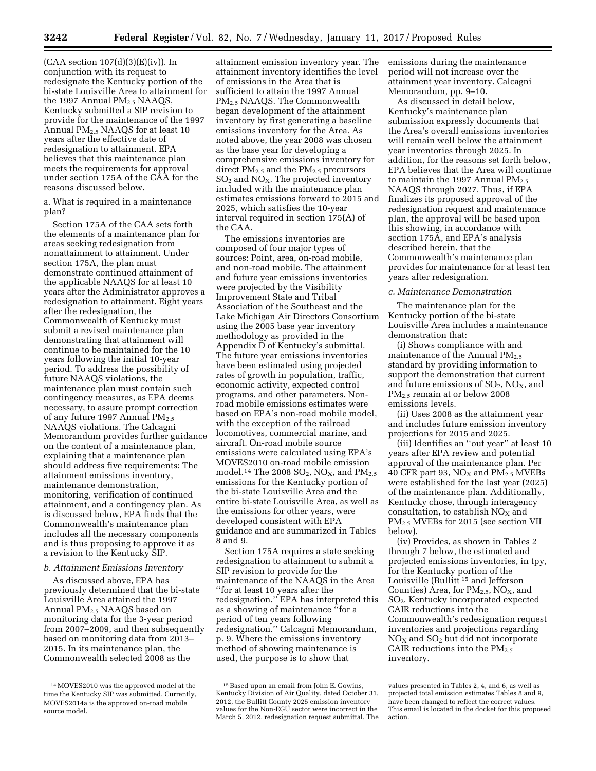(CAA section 107(d)(3)(E)(iv)). In conjunction with its request to redesignate the Kentucky portion of the bi-state Louisville Area to attainment for the 1997 Annual $PM_{2.5}$ NAAQS, Kentucky submitted a SIP revision to provide for the maintenance of the 1997 Annual $PM_{2.5}$ NAAQS for at least 10 years after the effective date of redesignation to attainment. EPA believes that this maintenance plan meets the requirements for approval under section 175A of the CAA for the reasons discussed below.

a. What is required in a maintenance plan?

Section 175A of the CAA sets forth the elements of a maintenance plan for areas seeking redesignation from nonattainment to attainment. Under section 175A, the plan must demonstrate continued attainment of the applicable NAAQS for at least 10 years after the Administrator approves a redesignation to attainment. Eight years after the redesignation, the Commonwealth of Kentucky must submit a revised maintenance plan demonstrating that attainment will continue to be maintained for the 10 years following the initial 10-year period. To address the possibility of future NAAQS violations, the maintenance plan must contain such contingency measures, as EPA deems necessary, to assure prompt correction of any future 1997 Annual $PM_{2.5}$ NAAQS violations. The Calcagni Memorandum provides further guidance on the content of a maintenance plan, explaining that a maintenance plan should address five requirements: The attainment emissions inventory, maintenance demonstration, monitoring, verification of continued attainment, and a contingency plan. As is discussed below, EPA finds that the Commonwealth's maintenance plan includes all the necessary components and is thus proposing to approve it as a revision to the Kentucky SIP.

*b. Attainment Emissions Inventory*

As discussed above, EPA has previously determined that the bi-state Louisville Area attained the 1997 Annual $PM_{2.5}$ NAAQS based on monitoring data for the 3-year period from 2007–2009, and then subsequently based on monitoring data from 2013–2015. In its maintenance plan, the Commonwealth selected 2008 as the attainment emission inventory year. The attainment inventory identifies the level of emissions in the Area that is sufficient to attain the 1997 Annual $PM_{2.5}$ NAAQS. The Commonwealth began development of the attainment inventory by first generating a baseline emissions inventory for the Area. As noted above, the year 2008 was chosen as the base year for developing a comprehensive emissions inventory for direct $PM_{2.5}$ and the $PM_{2.5}$ precursors $SO_2$ and $NO_X$. The projected inventory included with the maintenance plan estimates emissions forward to 2015 and 2025, which satisfies the 10-year interval required in section 175(A) of the CAA.

The emissions inventories are composed of four major types of sources: Point, area, on-road mobile, and non-road mobile. The attainment and future year emissions inventories were projected by the Visibility Improvement State and Tribal Association of the Southeast and the Lake Michigan Air Directors Consortium using the 2005 base year inventory methodology as provided in the Appendix D of Kentucky's submittal. The future year emissions inventories have been estimated using projected rates of growth in population, traffic, economic activity, expected control programs, and other parameters. Non-road mobile emissions estimates were based on EPA's non-road mobile model, with the exception of the railroad locomotives, commercial marine, and aircraft. On-road mobile source emissions were calculated using EPA's MOVES2010 on-road mobile emission model.[14] The 2008 $SO_2$, $NO_X$, and $PM_{2.5}$ emissions for the Kentucky portion of the bi-state Louisville Area and the entire bi-state Louisville Area, as well as the emissions for other years, were developed consistent with EPA guidance and are summarized in Tables 8 and 9.

Section 175A requires a state seeking redesignation to attainment to submit a SIP revision to provide for the maintenance of the NAAQS in the Area "for at least 10 years after the redesignation." EPA has interpreted this as a showing of maintenance "for a period of ten years following redesignation." Calcagni Memorandum, p. 9. Where the emissions inventory method of showing maintenance is used, the purpose is to show that emissions during the maintenance period will not increase over the attainment year inventory. Calcagni Memorandum, pp. 9–10.

As discussed in detail below, Kentucky's maintenance plan submission expressly documents that the Area's overall emissions inventories will remain well below the attainment year inventories through 2025. In addition, for the reasons set forth below, EPA believes that the Area will continue to maintain the 1997 Annual $PM_{2.5}$ NAAQS through 2027. Thus, if EPA finalizes its proposed approval of the redesignation request and maintenance plan, the approval will be based upon this showing, in accordance with section 175A, and EPA's analysis described herein, that the Commonwealth's maintenance plan provides for maintenance for at least ten years after redesignation.

*c. Maintenance Demonstration*

The maintenance plan for the Kentucky portion of the bi-state Louisville Area includes a maintenance demonstration that:

(i) Shows compliance with and maintenance of the Annual $PM_{2.5}$ standard by providing information to support the demonstration that current and future emissions of $SO_2$, $NO_X$, and $PM_{2.5}$ remain at or below 2008 emissions levels.

(ii) Uses 2008 as the attainment year and includes future emission inventory projections for 2015 and 2025.

(iii) Identifies an "out year" at least 10 years after EPA review and potential approval of the maintenance plan. Per 40 CFR part 93, $NO_X$ and $PM_{2.5}$ MVEBs were established for the last year (2025) of the maintenance plan. Additionally, Kentucky chose, through interagency consultation, to establish $NO_X$ and $PM_{2.5}$ MVEBs for 2015 (see section VII below).

(iv) Provides, as shown in Tables 2 through 7 below, the estimated and projected emissions inventories, in tpy, for the Kentucky portion of the Louisville (Bullitt[15] and Jefferson Counties) Area, for $PM_{2.5}$, $NO_X$, and $SO_2$. Kentucky incorporated expected CAIR reductions into the Commonwealth's redesignation request inventories and projections regarding $NO_X$ and $SO_2$ but did not incorporate CAIR reductions into the $PM_{2.5}$ inventory.

---

[14] MOVES2010 was the approved model at the time the Kentucky SIP was submitted. Currently, MOVES2014a is the approved on-road mobile source model.

[15] Based upon an email from John E. Gowins, Kentucky Division of Air Quality, dated October 31, 2012, the Bullitt County 2025 emission inventory values for the Non-EGU sector were incorrect in the March 5, 2012, redesignation request submittal. The values presented in Tables 2, 4, and 6, as well as projected total emission estimates Tables 8 and 9, have been changed to reflect the correct values. This email is located in the docket for this proposed action.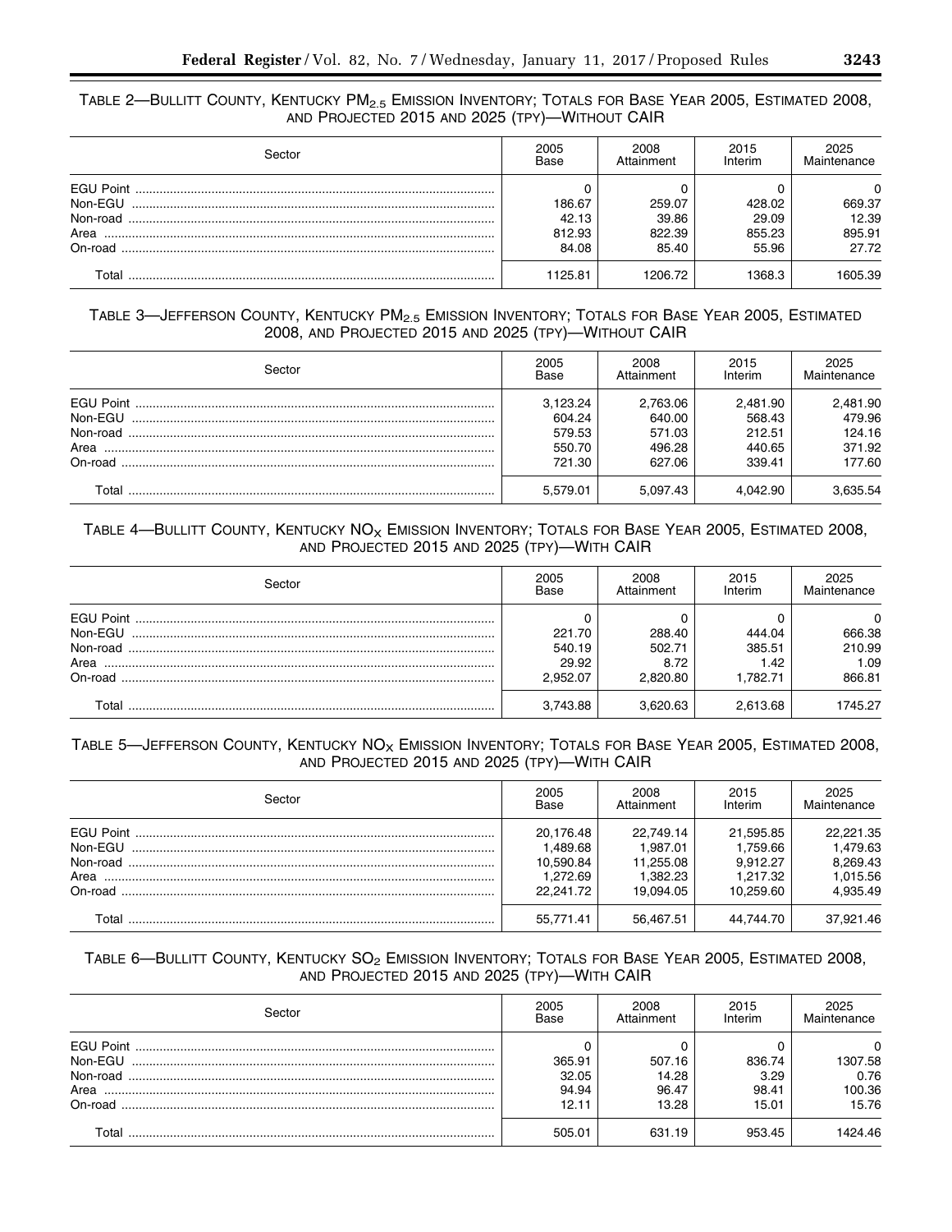TABLE 2—BULLITT COUNTY, KENTUCKY $PM_{2.5}$ EMISSION INVENTORY; TOTALS FOR BASE YEAR 2005, ESTIMATED 2008, AND PROJECTED 2015 AND 2025 (TPY)—WITHOUT CAIR

| Sector | 2005 Base | 2008 Attainment | 2015 Interim | 2025 Maintenance |
|---|---|---|---|---|
| EGU Point | 0 | 0 | 0 | 0 |
| Non-EGU | 186.67 | 259.07 | 428.02 | 669.37 |
| Non-road | 42.13 | 39.86 | 29.09 | 12.39 |
| Area | 812.93 | 822.39 | 855.23 | 895.91 |
| On-road | 84.08 | 85.40 | 55.96 | 27.72 |
| Total | 1125.81 | 1206.72 | 1368.3 | 1605.39 |

TABLE 3—JEFFERSON COUNTY, KENTUCKY $PM_{2.5}$ EMISSION INVENTORY; TOTALS FOR BASE YEAR 2005, ESTIMATED 2008, AND PROJECTED 2015 AND 2025 (TPY)—WITHOUT CAIR

| Sector | 2005 Base | 2008 Attainment | 2015 Interim | 2025 Maintenance |
|---|---|---|---|---|
| EGU Point | 3,123.24 | 2,763.06 | 2,481.90 | 2,481.90 |
| Non-EGU | 604.24 | 640.00 | 568.43 | 479.96 |
| Non-road | 579.53 | 571.03 | 212.51 | 124.16 |
| Area | 550.70 | 496.28 | 440.65 | 371.92 |
| On-road | 721.30 | 627.06 | 339.41 | 177.60 |
| Total | 5,579.01 | 5,097.43 | 4,042.90 | 3,635.54 |

TABLE 4—BULLITT COUNTY, KENTUCKY $NO_X$ EMISSION INVENTORY; TOTALS FOR BASE YEAR 2005, ESTIMATED 2008, AND PROJECTED 2015 AND 2025 (TPY)—WITH CAIR

| Sector | 2005 Base | 2008 Attainment | 2015 Interim | 2025 Maintenance |
|---|---|---|---|---|
| EGU Point | 0 | 0 | 0 | 0 |
| Non-EGU | 221.70 | 288.40 | 444.04 | 666.38 |
| Non-road | 540.19 | 502.71 | 385.51 | 210.99 |
| Area | 29.92 | 8.72 | 1.42 | 1.09 |
| On-road | 2,952.07 | 2,820.80 | 1,782.71 | 866.81 |
| Total | 3,743.88 | 3,620.63 | 2,613.68 | 1745.27 |

TABLE 5—JEFFERSON COUNTY, KENTUCKY $NO_X$ EMISSION INVENTORY; TOTALS FOR BASE YEAR 2005, ESTIMATED 2008, AND PROJECTED 2015 AND 2025 (TPY)—WITH CAIR

| Sector | 2005 Base | 2008 Attainment | 2015 Interim | 2025 Maintenance |
|---|---|---|---|---|
| EGU Point | 20,176.48 | 22,749.14 | 21,595.85 | 22,221.35 |
| Non-EGU | 1,489.68 | 1,987.01 | 1,759.66 | 1,479.63 |
| Non-road | 10,590.84 | 11,255.08 | 9,912.27 | 8,269.43 |
| Area | 1,272.69 | 1,382.23 | 1,217.32 | 1,015.56 |
| On-road | 22,241.72 | 19,094.05 | 10,259.60 | 4,935.49 |
| Total | 55,771.41 | 56,467.51 | 44,744.70 | 37,921.46 |

TABLE 6—BULLITT COUNTY, KENTUCKY $SO_2$ EMISSION INVENTORY; TOTALS FOR BASE YEAR 2005, ESTIMATED 2008, AND PROJECTED 2015 AND 2025 (TPY)—WITH CAIR

| Sector | 2005 Base | 2008 Attainment | 2015 Interim | 2025 Maintenance |
|---|---|---|---|---|
| EGU Point | 0 | 0 | 0 | 0 |
| Non-EGU | 365.91 | 507.16 | 836.74 | 1307.58 |
| Non-road | 32.05 | 14.28 | 3.29 | 0.76 |
| Area | 94.94 | 96.47 | 98.41 | 100.36 |
| On-road | 12.11 | 13.28 | 15.01 | 15.76 |
| Total | 505.01 | 631.19 | 953.45 | 1424.46 |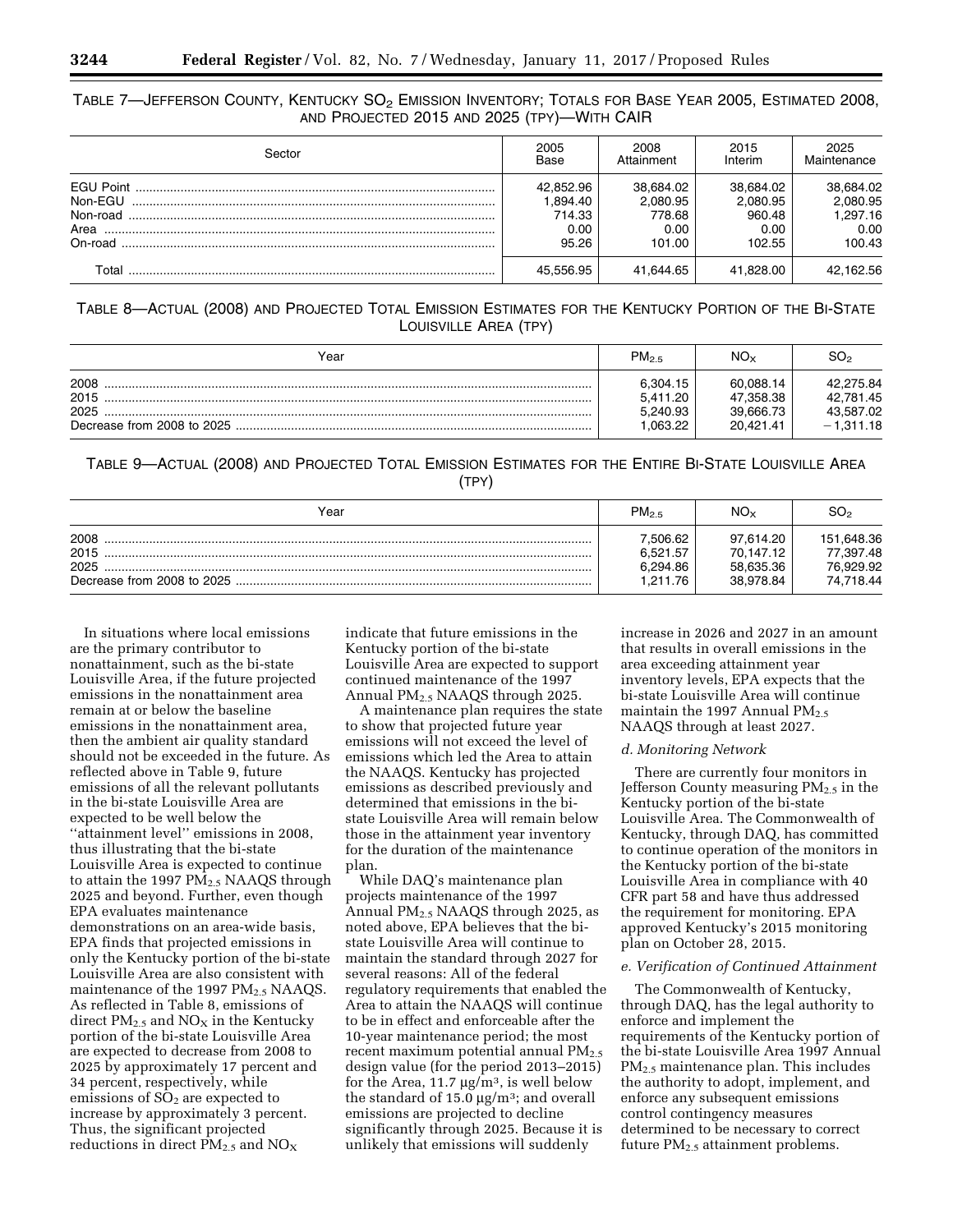TABLE 7—JEFFERSON COUNTY, KENTUCKY $SO_2$ EMISSION INVENTORY; TOTALS FOR BASE YEAR 2005, ESTIMATED 2008, AND PROJECTED 2015 AND 2025 (TPY)—WITH CAIR

| Sector | 2005 Base | 2008 Attainment | 2015 Interim | 2025 Maintenance |
|---|---|---|---|---|
| EGU Point | 42,852.96 | 38,684.02 | 38,684.02 | 38,684.02 |
| Non-EGU | 1,894.40 | 2,080.95 | 2,080.95 | 2,080.95 |
| Non-road | 714.33 | 778.68 | 960.48 | 1,297.16 |
| Area | 0.00 | 0.00 | 0.00 | 0.00 |
| On-road | 95.26 | 101.00 | 102.55 | 100.43 |
| Total | 45,556.95 | 41,644.65 | 41,828.00 | 42,162.56 |

TABLE 8—ACTUAL (2008) AND PROJECTED TOTAL EMISSION ESTIMATES FOR THE KENTUCKY PORTION OF THE BI-STATE LOUISVILLE AREA (TPY)

| Year | $PM_{2.5}$ | $NO_X$ | $SO_2$ |
|---|---|---|---|
| 2008 | 6,304.15 | 60,088.14 | 42,275.84 |
| 2015 | 5,411.20 | 47,358.38 | 42,781.45 |
| 2025 | 5,240.93 | 39,666.73 | 43,587.02 |
| Decrease from 2008 to 2025 | 1,063.22 | 20,421.41 | −1,311.18 |

TABLE 9—ACTUAL (2008) AND PROJECTED TOTAL EMISSION ESTIMATES FOR THE ENTIRE BI-STATE LOUISVILLE AREA (TPY)

| Year | $PM_{2.5}$ | $NO_X$ | $SO_2$ |
|---|---|---|---|
| 2008 | 7,506.62 | 97,614.20 | 151,648.36 |
| 2015 | 6,521.57 | 70,147.12 | 77,397.48 |
| 2025 | 6,294.86 | 58,635.36 | 76,929.92 |
| Decrease from 2008 to 2025 | 1,211.76 | 38,978.84 | 74,718.44 |

In situations where local emissions are the primary contributor to nonattainment, such as the bi-state Louisville Area, if the future projected emissions in the nonattainment area remain at or below the baseline emissions in the nonattainment area, then the ambient air quality standard should not be exceeded in the future. As reflected above in Table 9, future emissions of all the relevant pollutants in the bi-state Louisville Area are expected to be well below the ''attainment level'' emissions in 2008, thus illustrating that the bi-state Louisville Area is expected to continue to attain the 1997 $PM_{2.5}$ NAAQS through 2025 and beyond. Further, even though EPA evaluates maintenance demonstrations on an area-wide basis, EPA finds that projected emissions in only the Kentucky portion of the bi-state Louisville Area are also consistent with maintenance of the 1997 $PM_{2.5}$ NAAQS. As reflected in Table 8, emissions of direct $PM_{2.5}$ and $NO_X$ in the Kentucky portion of the bi-state Louisville Area are expected to decrease from 2008 to 2025 by approximately 17 percent and 34 percent, respectively, while emissions of $SO_2$ are expected to increase by approximately 3 percent. Thus, the significant projected reductions in direct $PM_{2.5}$ and $NO_X$ indicate that future emissions in the Kentucky portion of the bi-state Louisville Area are expected to support continued maintenance of the 1997 Annual $PM_{2.5}$ NAAQS through 2025.

A maintenance plan requires the state to show that projected future year emissions will not exceed the level of emissions which led the Area to attain the NAAQS. Kentucky has projected emissions as described previously and determined that emissions in the bi-state Louisville Area will remain below those in the attainment year inventory for the duration of the maintenance plan.

While DAQ's maintenance plan projects maintenance of the 1997 Annual $PM_{2.5}$ NAAQS through 2025, as noted above, EPA believes that the bi-state Louisville Area will continue to maintain the standard through 2027 for several reasons: All of the federal regulatory requirements that enabled the Area to attain the NAAQS will continue to be in effect and enforceable after the 10-year maintenance period; the most recent maximum potential annual $PM_{2.5}$ design value (for the period 2013–2015) for the Area, 11.7 $\mu g/m^3$, is well below the standard of 15.0 $\mu g/m^3$; and overall emissions are projected to decline significantly through 2025. Because it is unlikely that emissions will suddenly increase in 2026 and 2027 in an amount that results in overall emissions in the area exceeding attainment year inventory levels, EPA expects that the bi-state Louisville Area will continue maintain the 1997 Annual $PM_{2.5}$ NAAQS through at least 2027.

*d. Monitoring Network*

There are currently four monitors in Jefferson County measuring $PM_{2.5}$ in the Kentucky portion of the bi-state Louisville Area. The Commonwealth of Kentucky, through DAQ, has committed to continue operation of the monitors in the Kentucky portion of the bi-state Louisville Area in compliance with 40 CFR part 58 and have thus addressed the requirement for monitoring. EPA approved Kentucky's 2015 monitoring plan on October 28, 2015.

*e. Verification of Continued Attainment*

The Commonwealth of Kentucky, through DAQ, has the legal authority to enforce and implement the requirements of the Kentucky portion of the bi-state Louisville Area 1997 Annual $PM_{2.5}$ maintenance plan. This includes the authority to adopt, implement, and enforce any subsequent emissions control contingency measures determined to be necessary to correct future $PM_{2.5}$ attainment problems.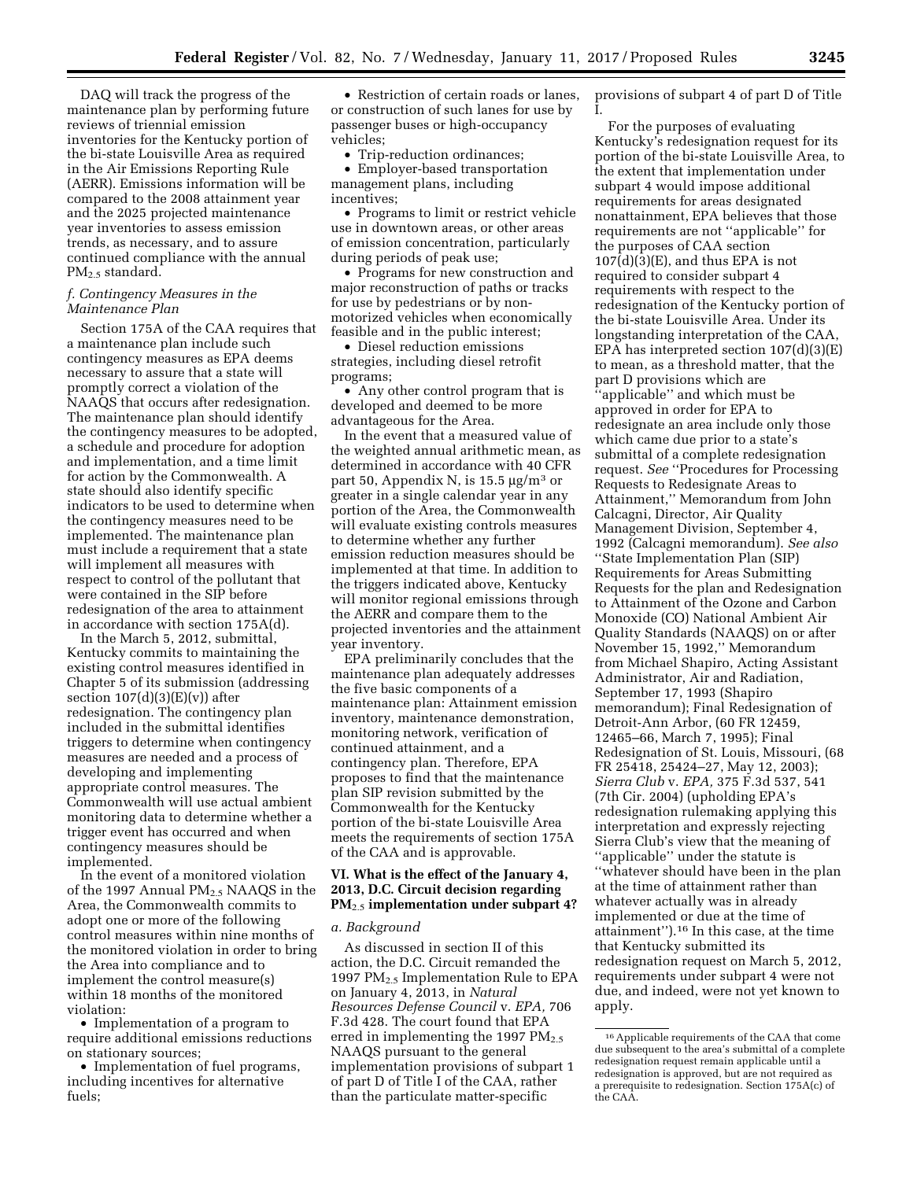DAQ will track the progress of the maintenance plan by performing future reviews of triennial emission inventories for the Kentucky portion of the bi-state Louisville Area as required in the Air Emissions Reporting Rule (AERR). Emissions information will be compared to the 2008 attainment year and the 2025 projected maintenance year inventories to assess emission trends, as necessary, and to assure continued compliance with the annual $PM_{2.5}$ standard.

*f. Contingency Measures in the Maintenance Plan*

Section 175A of the CAA requires that a maintenance plan include such contingency measures as EPA deems necessary to assure that a state will promptly correct a violation of the NAAQS that occurs after redesignation. The maintenance plan should identify the contingency measures to be adopted, a schedule and procedure for adoption and implementation, and a time limit for action by the Commonwealth. A state should also identify specific indicators to be used to determine when the contingency measures need to be implemented. The maintenance plan must include a requirement that a state will implement all measures with respect to control of the pollutant that were contained in the SIP before redesignation of the area to attainment in accordance with section 175A(d).

In the March 5, 2012, submittal, Kentucky commits to maintaining the existing control measures identified in Chapter 5 of its submission (addressing section 107(d)(3)(E)(v)) after redesignation. The contingency plan included in the submittal identifies triggers to determine when contingency measures are needed and a process of developing and implementing appropriate control measures. The Commonwealth will use actual ambient monitoring data to determine whether a trigger event has occurred and when contingency measures should be implemented.

In the event of a monitored violation of the 1997 Annual $PM_{2.5}$ NAAQS in the Area, the Commonwealth commits to adopt one or more of the following control measures within nine months of the monitored violation in order to bring the Area into compliance and to implement the control measure(s) within 18 months of the monitored violation:

- Implementation of a program to require additional emissions reductions on stationary sources;
- Implementation of fuel programs, including incentives for alternative fuels;
- Restriction of certain roads or lanes, or construction of such lanes for use by passenger buses or high-occupancy vehicles;
- Trip-reduction ordinances;
- Employer-based transportation management plans, including incentives;
- Programs to limit or restrict vehicle use in downtown areas, or other areas of emission concentration, particularly during periods of peak use;
- Programs for new construction and major reconstruction of paths or tracks for use by pedestrians or by non-motorized vehicles when economically feasible and in the public interest;
- Diesel reduction emissions strategies, including diesel retrofit programs;
- Any other control program that is developed and deemed to be more advantageous for the Area.

In the event that a measured value of the weighted annual arithmetic mean, as determined in accordance with 40 CFR part 50, Appendix N, is 15.5 $\mu g/m^3$ or greater in a single calendar year in any portion of the Area, the Commonwealth will evaluate existing controls measures to determine whether any further emission reduction measures should be implemented at that time. In addition to the triggers indicated above, Kentucky will monitor regional emissions through the AERR and compare them to the projected inventories and the attainment year inventory.

EPA preliminarily concludes that the maintenance plan adequately addresses the five basic components of a maintenance plan: Attainment emission inventory, maintenance demonstration, monitoring network, verification of continued attainment, and a contingency plan. Therefore, EPA proposes to find that the maintenance plan SIP revision submitted by the Commonwealth for the Kentucky portion of the bi-state Louisville Area meets the requirements of section 175A of the CAA and is approvable.

## VI. What is the effect of the January 4, 2013, D.C. Circuit decision regarding $PM_{2.5}$ implementation under subpart 4?

*a. Background*

As discussed in section II of this action, the D.C. Circuit remanded the 1997 $PM_{2.5}$ Implementation Rule to EPA on January 4, 2013, in *Natural Resources Defense Council* v. *EPA,* 706 F.3d 428. The court found that EPA erred in implementing the 1997 $PM_{2.5}$ NAAQS pursuant to the general implementation provisions of subpart 1 of part D of Title I of the CAA, rather than the particulate matter-specific provisions of subpart 4 of part D of Title I.

For the purposes of evaluating Kentucky's redesignation request for its portion of the bi-state Louisville Area, to the extent that implementation under subpart 4 would impose additional requirements for areas designated nonattainment, EPA believes that those requirements are not "applicable" for the purposes of CAA section 107(d)(3)(E), and thus EPA is not required to consider subpart 4 requirements with respect to the redesignation of the Kentucky portion of the bi-state Louisville Area. Under its longstanding interpretation of the CAA, EPA has interpreted section 107(d)(3)(E) to mean, as a threshold matter, that the part D provisions which are "applicable" and which must be approved in order for EPA to redesignate an area include only those which came due prior to a state's submittal of a complete redesignation request. *See* "Procedures for Processing Requests to Redesignate Areas to Attainment," Memorandum from John Calcagni, Director, Air Quality Management Division, September 4, 1992 (Calcagni memorandum). *See also* "State Implementation Plan (SIP) Requirements for Areas Submitting Requests for the plan and Redesignation to Attainment of the Ozone and Carbon Monoxide (CO) National Ambient Air Quality Standards (NAAQS) on or after November 15, 1992," Memorandum from Michael Shapiro, Acting Assistant Administrator, Air and Radiation, September 17, 1993 (Shapiro memorandum); Final Redesignation of Detroit-Ann Arbor, (60 FR 12459, 12465–66, March 7, 1995); Final Redesignation of St. Louis, Missouri, (68 FR 25418, 25424–27, May 12, 2003); *Sierra Club* v. *EPA,* 375 F.3d 537, 541 (7th Cir. 2004) (upholding EPA's redesignation rulemaking applying this interpretation and expressly rejecting Sierra Club's view that the meaning of "applicable" under the statute is "whatever should have been in the plan at the time of attainment rather than whatever actually was in already implemented or due at the time of attainment").[16] In this case, at the time that Kentucky submitted its redesignation request on March 5, 2012, requirements under subpart 4 were not due, and indeed, were not yet known to apply.

[16] Applicable requirements of the CAA that come due subsequent to the area's submittal of a complete redesignation request remain applicable until a redesignation is approved, but are not required as a prerequisite to redesignation. Section 175A(c) of the CAA.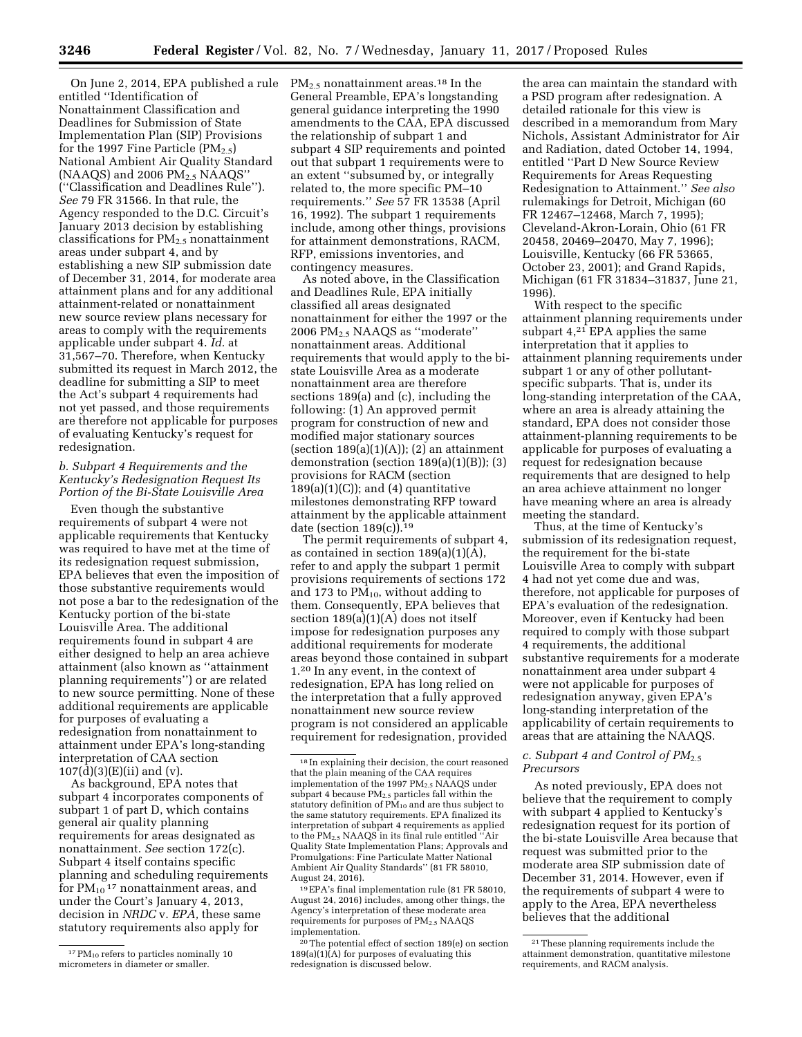On June 2, 2014, EPA published a rule entitled ''Identification of Nonattainment Classification and Deadlines for Submission of State Implementation Plan (SIP) Provisions for the 1997 Fine Particle ($PM_{2.5}$) National Ambient Air Quality Standard (NAAQS) and 2006 $PM_{2.5}$ NAAQS'' (''Classification and Deadlines Rule''). *See* 79 FR 31566. In that rule, the Agency responded to the D.C. Circuit's January 2013 decision by establishing classifications for $PM_{2.5}$ nonattainment areas under subpart 4, and by establishing a new SIP submission date of December 31, 2014, for moderate area attainment plans and for any additional attainment-related or nonattainment new source review plans necessary for areas to comply with the requirements applicable under subpart 4. *Id.* at 31,567–70. Therefore, when Kentucky submitted its request in March 2012, the deadline for submitting a SIP to meet the Act's subpart 4 requirements had not yet passed, and those requirements are therefore not applicable for purposes of evaluating Kentucky's request for redesignation.

### *b. Subpart 4 Requirements and the Kentucky's Redesignation Request Its Portion of the Bi-State Louisville Area*

Even though the substantive requirements of subpart 4 were not applicable requirements that Kentucky was required to have met at the time of its redesignation request submission, EPA believes that even the imposition of those substantive requirements would not pose a bar to the redesignation of the Kentucky portion of the bi-state Louisville Area. The additional requirements found in subpart 4 are either designed to help an area achieve attainment (also known as ''attainment planning requirements'') or are related to new source permitting. None of these additional requirements are applicable for purposes of evaluating a redesignation from nonattainment to attainment under EPA's long-standing interpretation of CAA section 107(d)(3)(E)(ii) and (v).

As background, EPA notes that subpart 4 incorporates components of subpart 1 of part D, which contains general air quality planning requirements for areas designated as nonattainment. *See* section 172(c). Subpart 4 itself contains specific planning and scheduling requirements for $PM_{10}$ [17] nonattainment areas, and under the Court's January 4, 2013, decision in *NRDC* v. *EPA,* these same statutory requirements also apply for $PM_{2.5}$ nonattainment areas.[18] In the General Preamble, EPA's longstanding general guidance interpreting the 1990 amendments to the CAA, EPA discussed the relationship of subpart 1 and subpart 4 SIP requirements and pointed out that subpart 1 requirements were to an extent ''subsumed by, or integrally related to, the more specific PM–10 requirements.'' *See* 57 FR 13538 (April 16, 1992). The subpart 1 requirements include, among other things, provisions for attainment demonstrations, RACM, RFP, emissions inventories, and contingency measures.

As noted above, in the Classification and Deadlines Rule, EPA initially classified all areas designated nonattainment for either the 1997 or the 2006 $PM_{2.5}$ NAAQS as ''moderate'' nonattainment areas. Additional requirements that would apply to the bi-state Louisville Area as a moderate nonattainment area are therefore sections 189(a) and (c), including the following: (1) An approved permit program for construction of new and modified major stationary sources (section 189(a)(1)(A)); (2) an attainment demonstration (section 189(a)(1)(B)); (3) provisions for RACM (section 189(a)(1)(C)); and (4) quantitative milestones demonstrating RFP toward attainment by the applicable attainment date (section 189(c)).[19]

The permit requirements of subpart 4, as contained in section 189(a)(1)(A), refer to and apply the subpart 1 permit provisions requirements of sections 172 and 173 to $PM_{10}$, without adding to them. Consequently, EPA believes that section 189(a)(1)(A) does not itself impose for redesignation purposes any additional requirements for moderate areas beyond those contained in subpart 1.[20] In any event, in the context of redesignation, EPA has long relied on the interpretation that a fully approved nonattainment new source review program is not considered an applicable requirement for redesignation, provided the area can maintain the standard with a PSD program after redesignation. A detailed rationale for this view is described in a memorandum from Mary Nichols, Assistant Administrator for Air and Radiation, dated October 14, 1994, entitled ''Part D New Source Review Requirements for Areas Requesting Redesignation to Attainment.'' *See also* rulemakings for Detroit, Michigan (60 FR 12467–12468, March 7, 1995); Cleveland-Akron-Lorain, Ohio (61 FR 20458, 20469–20470, May 7, 1996); Louisville, Kentucky (66 FR 53665, October 23, 2001); and Grand Rapids, Michigan (61 FR 31834–31837, June 21, 1996).

With respect to the specific attainment planning requirements under subpart 4,[21] EPA applies the same interpretation that it applies to attainment planning requirements under subpart 1 or any of other pollutant-specific subparts. That is, under its long-standing interpretation of the CAA, where an area is already attaining the standard, EPA does not consider those attainment-planning requirements to be applicable for purposes of evaluating a request for redesignation because requirements that are designed to help an area achieve attainment no longer have meaning where an area is already meeting the standard.

Thus, at the time of Kentucky's submission of its redesignation request, the requirement for the bi-state Louisville Area to comply with subpart 4 had not yet come due and was, therefore, not applicable for purposes of EPA's evaluation of the redesignation. Moreover, even if Kentucky had been required to comply with those subpart 4 requirements, the additional substantive requirements for a moderate nonattainment area under subpart 4 were not applicable for purposes of redesignation anyway, given EPA's long-standing interpretation of the applicability of certain requirements to areas that are attaining the NAAQS.

### *c. Subpart 4 and Control of $PM_{2.5}$ Precursors*

As noted previously, EPA does not believe that the requirement to comply with subpart 4 applied to Kentucky's redesignation request for its portion of the bi-state Louisville Area because that request was submitted prior to the moderate area SIP submission date of December 31, 2014. However, even if the requirements of subpart 4 were to apply to the Area, EPA nevertheless believes that the additional

---

[17] $PM_{10}$ refers to particles nominally 10 micrometers in diameter or smaller.

[18] In explaining their decision, the court reasoned that the plain meaning of the CAA requires implementation of the 1997 $PM_{2.5}$ NAAQS under subpart 4 because $PM_{2.5}$ particles fall within the statutory definition of $PM_{10}$ and are thus subject to the same statutory requirements. EPA finalized its interpretation of subpart 4 requirements as applied to the $PM_{2.5}$ NAAQS in its final rule entitled ''Air Quality State Implementation Plans; Approvals and Promulgations: Fine Particulate Matter National Ambient Air Quality Standards'' (81 FR 58010, August 24, 2016).

[19] EPA's final implementation rule (81 FR 58010, August 24, 2016) includes, among other things, the Agency's interpretation of these moderate area requirements for purposes of $PM_{2.5}$ NAAQS implementation.

[20] The potential effect of section 189(e) on section 189(a)(1)(A) for purposes of evaluating this redesignation is discussed below.

[21] These planning requirements include the attainment demonstration, quantitative milestone requirements, and RACM analysis.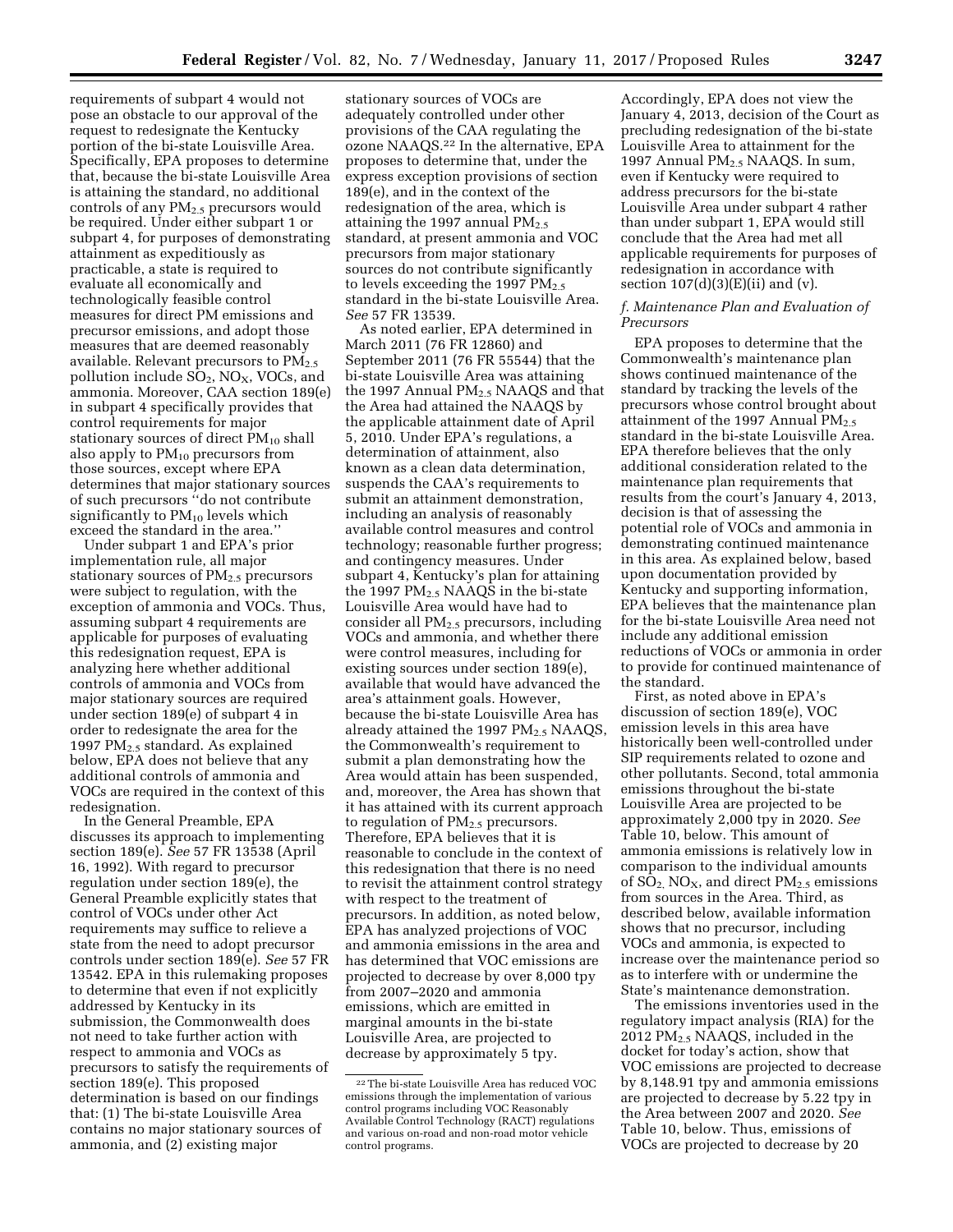requirements of subpart 4 would not pose an obstacle to our approval of the request to redesignate the Kentucky portion of the bi-state Louisville Area. Specifically, EPA proposes to determine that, because the bi-state Louisville Area is attaining the standard, no additional controls of any $PM_{2.5}$ precursors would be required. Under either subpart 1 or subpart 4, for purposes of demonstrating attainment as expeditiously as practicable, a state is required to evaluate all economically and technologically feasible control measures for direct PM emissions and precursor emissions, and adopt those measures that are deemed reasonably available. Relevant precursors to $PM_{2.5}$ pollution include $SO_2$, $NO_X$, VOCs, and ammonia. Moreover, CAA section 189(e) in subpart 4 specifically provides that control requirements for major stationary sources of direct $PM_{10}$ shall also apply to $PM_{10}$ precursors from those sources, except where EPA determines that major stationary sources of such precursors ''do not contribute significantly to $PM_{10}$ levels which exceed the standard in the area.''

Under subpart 1 and EPA's prior implementation rule, all major stationary sources of $PM_{2.5}$ precursors were subject to regulation, with the exception of ammonia and VOCs. Thus, assuming subpart 4 requirements are applicable for purposes of evaluating this redesignation request, EPA is analyzing here whether additional controls of ammonia and VOCs from major stationary sources are required under section 189(e) of subpart 4 in order to redesignate the area for the 1997 $PM_{2.5}$ standard. As explained below, EPA does not believe that any additional controls of ammonia and VOCs are required in the context of this redesignation.

In the General Preamble, EPA discusses its approach to implementing section 189(e). *See* 57 FR 13538 (April 16, 1992). With regard to precursor regulation under section 189(e), the General Preamble explicitly states that control of VOCs under other Act requirements may suffice to relieve a state from the need to adopt precursor controls under section 189(e). *See* 57 FR 13542. EPA in this rulemaking proposes to determine that even if not explicitly addressed by Kentucky in its submission, the Commonwealth does not need to take further action with respect to ammonia and VOCs as precursors to satisfy the requirements of section 189(e). This proposed determination is based on our findings that: (1) The bi-state Louisville Area contains no major stationary sources of ammonia, and (2) existing major stationary sources of VOCs are adequately controlled under other provisions of the CAA regulating the ozone NAAQS.[22] In the alternative, EPA proposes to determine that, under the express exception provisions of section 189(e), and in the context of the redesignation of the area, which is attaining the 1997 annual $PM_{2.5}$ standard, at present ammonia and VOC precursors from major stationary sources do not contribute significantly to levels exceeding the 1997 $PM_{2.5}$ standard in the bi-state Louisville Area. *See* 57 FR 13539.

As noted earlier, EPA determined in March 2011 (76 FR 12860) and September 2011 (76 FR 55544) that the bi-state Louisville Area was attaining the 1997 Annual $PM_{2.5}$ NAAQS and that the Area had attained the NAAQS by the applicable attainment date of April 5, 2010. Under EPA's regulations, a determination of attainment, also known as a clean data determination, suspends the CAA's requirements to submit an attainment demonstration, including an analysis of reasonably available control measures and control technology; reasonable further progress; and contingency measures. Under subpart 4, Kentucky's plan for attaining the 1997 $PM_{2.5}$ NAAQS in the bi-state Louisville Area would have had to consider all $PM_{2.5}$ precursors, including VOCs and ammonia, and whether there were control measures, including for existing sources under section 189(e), available that would have advanced the area's attainment goals. However, because the bi-state Louisville Area has already attained the 1997 $PM_{2.5}$ NAAQS, the Commonwealth's requirement to submit a plan demonstrating how the Area would attain has been suspended, and, moreover, the Area has shown that it has attained with its current approach to regulation of $PM_{2.5}$ precursors. Therefore, EPA believes that it is reasonable to conclude in the context of this redesignation that there is no need to revisit the attainment control strategy with respect to the treatment of precursors. In addition, as noted below, EPA has analyzed projections of VOC and ammonia emissions in the area and has determined that VOC emissions are projected to decrease by over 8,000 tpy from 2007–2020 and ammonia emissions, which are emitted in marginal amounts in the bi-state Louisville Area, are projected to decrease by approximately 5 tpy. Accordingly, EPA does not view the January 4, 2013, decision of the Court as precluding redesignation of the bi-state Louisville Area to attainment for the 1997 Annual $PM_{2.5}$ NAAQS. In sum, even if Kentucky were required to address precursors for the bi-state Louisville Area under subpart 4 rather than under subpart 1, EPA would still conclude that the Area had met all applicable requirements for purposes of redesignation in accordance with section 107(d)(3)(E)(ii) and (v).

[22] The bi-state Louisville Area has reduced VOC emissions through the implementation of various control programs including VOC Reasonably Available Control Technology (RACT) regulations and various on-road and non-road motor vehicle control programs.

*f. Maintenance Plan and Evaluation of Precursors*

EPA proposes to determine that the Commonwealth's maintenance plan shows continued maintenance of the standard by tracking the levels of the precursors whose control brought about attainment of the 1997 Annual $PM_{2.5}$ standard in the bi-state Louisville Area. EPA therefore believes that the only additional consideration related to the maintenance plan requirements that results from the court's January 4, 2013, decision is that of assessing the potential role of VOCs and ammonia in demonstrating continued maintenance in this area. As explained below, based upon documentation provided by Kentucky and supporting information, EPA believes that the maintenance plan for the bi-state Louisville Area need not include any additional emission reductions of VOCs or ammonia in order to provide for continued maintenance of the standard.

First, as noted above in EPA's discussion of section 189(e), VOC emission levels in this area have historically been well-controlled under SIP requirements related to ozone and other pollutants. Second, total ammonia emissions throughout the bi-state Louisville Area are projected to be approximately 2,000 tpy in 2020. *See* Table 10, below. This amount of ammonia emissions is relatively low in comparison to the individual amounts of $SO_2$, $NO_X$, and direct $PM_{2.5}$ emissions from sources in the Area. Third, as described below, available information shows that no precursor, including VOCs and ammonia, is expected to increase over the maintenance period so as to interfere with or undermine the State's maintenance demonstration.

The emissions inventories used in the regulatory impact analysis (RIA) for the 2012 $PM_{2.5}$ NAAQS, included in the docket for today's action, show that VOC emissions are projected to decrease by 8,148.91 tpy and ammonia emissions are projected to decrease by 5.22 tpy in the Area between 2007 and 2020. *See* Table 10, below. Thus, emissions of VOCs are projected to decrease by 20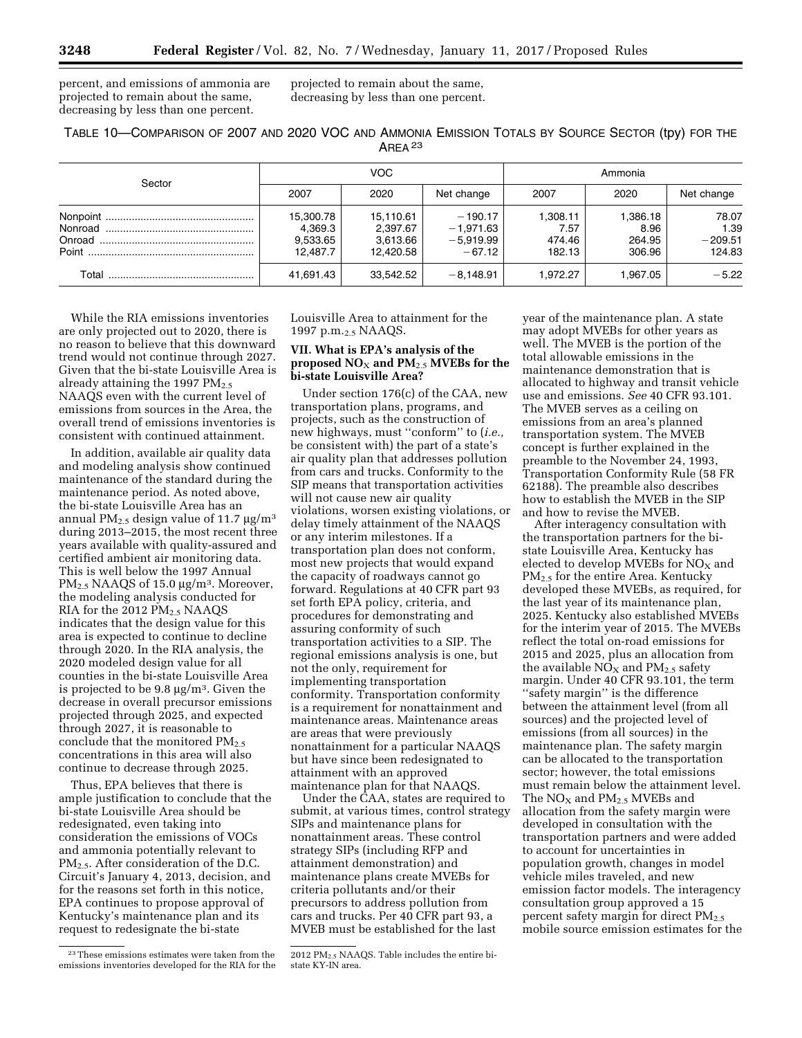percent, and emissions of ammonia are projected to remain about the same, decreasing by less than one percent.

TABLE 10—COMPARISON OF 2007 AND 2020 VOC AND AMMONIA EMISSION TOTALS BY SOURCE SECTOR (tpy) FOR THE AREA [23]

| Sector | VOC | | | Ammonia | | |
|---|---|---|---|---|---|---|
| | 2007 | 2020 | Net change | 2007 | 2020 | Net change |
| Nonpoint | 15,300.78 | 15,110.61 | −190.17 | 1,308.11 | 1,386.18 | 78.07 |
| Nonroad | 4,369.3 | 2,397.67 | −1,971.63 | 7.57 | 8.96 | 1.39 |
| Onroad | 9,533.65 | 3,613.66 | −5,919.99 | 474.46 | 264.95 | −209.51 |
| Point | 12,487.7 | 12,420.58 | −67.12 | 182.13 | 306.96 | 124.83 |
| Total | 41,691.43 | 33,542.52 | −8,148.91 | 1,972.27 | 1,967.05 | −5.22 |

While the RIA emissions inventories are only projected out to 2020, there is no reason to believe that this downward trend would not continue through 2027. Given that the bi-state Louisville Area is already attaining the 1997 $PM_{2.5}$ NAAQS even with the current level of emissions from sources in the Area, the overall trend of emissions inventories is consistent with continued attainment.

In addition, available air quality data and modeling analysis show continued maintenance of the standard during the maintenance period. As noted above, the bi-state Louisville Area has an annual $PM_{2.5}$ design value of 11.7 μg/m$^3$ during 2013–2015, the most recent three years available with quality-assured and certified ambient air monitoring data. This is well below the 1997 Annual $PM_{2.5}$ NAAQS of 15.0 μg/m$^3$. Moreover, the modeling analysis conducted for RIA for the 2012 $PM_{2.5}$ NAAQS indicates that the design value for this area is expected to continue to decline through 2020. In the RIA analysis, the 2020 modeled design value for all counties in the bi-state Louisville Area is projected to be 9.8 μg/m$^3$. Given the decrease in overall precursor emissions projected through 2025, and expected through 2027, it is reasonable to conclude that the monitored $PM_{2.5}$ concentrations in this area will also continue to decrease through 2025.

Thus, EPA believes that there is ample justification to conclude that the bi-state Louisville Area should be redesignated, even taking into consideration the emissions of VOCs and ammonia potentially relevant to $PM_{2.5}$. After consideration of the D.C. Circuit's January 4, 2013, decision, and for the reasons set forth in this notice, EPA continues to propose approval of Kentucky's maintenance plan and its request to redesignate the bi-state Louisville Area to attainment for the 1997 p.m.$_{2.5}$ NAAQS.

### VII. What is EPA's analysis of the proposed $NO_X$ and $PM_{2.5}$ MVEBs for the bi-state Louisville Area?

Under section 176(c) of the CAA, new transportation plans, programs, and projects, such as the construction of new highways, must "conform" to (*i.e.,* be consistent with) the part of a state's air quality plan that addresses pollution from cars and trucks. Conformity to the SIP means that transportation activities will not cause new air quality violations, worsen existing violations, or delay timely attainment of the NAAQS or any interim milestones. If a transportation plan does not conform, most new projects that would expand the capacity of roadways cannot go forward. Regulations at 40 CFR part 93 set forth EPA policy, criteria, and procedures for demonstrating and assuring conformity of such transportation activities to a SIP. The regional emissions analysis is one, but not the only, requirement for implementing transportation conformity. Transportation conformity is a requirement for nonattainment and maintenance areas. Maintenance areas are areas that were previously nonattainment for a particular NAAQS but have since been redesignated to attainment with an approved maintenance plan for that NAAQS.

Under the CAA, states are required to submit, at various times, control strategy SIPs and maintenance plans for nonattainment areas. These control strategy SIPs (including RFP and attainment demonstration) and maintenance plans create MVEBs for criteria pollutants and/or their precursors to address pollution from cars and trucks. Per 40 CFR part 93, a MVEB must be established for the last year of the maintenance plan. A state may adopt MVEBs for other years as well. The MVEB is the portion of the total allowable emissions in the maintenance demonstration that is allocated to highway and transit vehicle use and emissions. *See* 40 CFR 93.101. The MVEB serves as a ceiling on emissions from an area's planned transportation system. The MVEB concept is further explained in the preamble to the November 24, 1993, Transportation Conformity Rule (58 FR 62188). The preamble also describes how to establish the MVEB in the SIP and how to revise the MVEB.

After interagency consultation with the transportation partners for the bi-state Louisville Area, Kentucky has elected to develop MVEBs for $NO_X$ and $PM_{2.5}$ for the entire Area. Kentucky developed these MVEBs, as required, for the last year of its maintenance plan, 2025. Kentucky also established MVEBs for the interim year of 2015. The MVEBs reflect the total on-road emissions for 2015 and 2025, plus an allocation from the available $NO_X$ and $PM_{2.5}$ safety margin. Under 40 CFR 93.101, the term "safety margin" is the difference between the attainment level (from all sources) and the projected level of emissions (from all sources) in the maintenance plan. The safety margin can be allocated to the transportation sector; however, the total emissions must remain below the attainment level. The $NO_X$ and $PM_{2.5}$ MVEBs and allocation from the safety margin were developed in consultation with the transportation partners and were added to account for uncertainties in population growth, changes in model vehicle miles traveled, and new emission factor models. The interagency consultation group approved a 15 percent safety margin for direct $PM_{2.5}$ mobile source emission estimates for the

[23] These emissions estimates were taken from the emissions inventories developed for the RIA for the 2012 $PM_{2.5}$ NAAQS. Table includes the entire bi-state KY-IN area.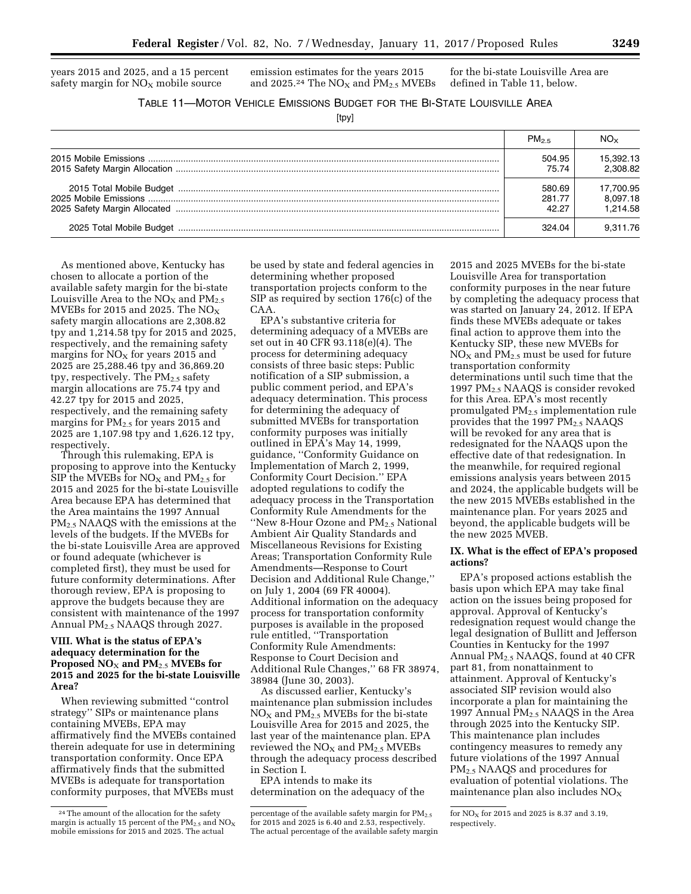years 2015 and 2025, and a 15 percent safety margin for $NO_X$ mobile source emission estimates for the years 2015 and 2025.[24] The $NO_X$ and $PM_{2.5}$ MVEBs for the bi-state Louisville Area are defined in Table 11, below.

TABLE 11—MOTOR VEHICLE EMISSIONS BUDGET FOR THE BI-STATE LOUISVILLE AREA

[tpy]

| | $PM_{2.5}$ | $NO_X$ |
|---|---|---|
| 2015 Mobile Emissions | 504.95 | 15,392.13 |
| 2015 Safety Margin Allocation | 75.74 | 2,308.82 |
| 2015 Total Mobile Budget | 580.69 | 17,700.95 |
| 2025 Mobile Emissions | 281.77 | 8,097.18 |
| 2025 Safety Margin Allocated | 42.27 | 1,214.58 |
| 2025 Total Mobile Budget | 324.04 | 9,311.76 |

As mentioned above, Kentucky has chosen to allocate a portion of the available safety margin for the bi-state Louisville Area to the $NO_X$ and $PM_{2.5}$ MVEBs for 2015 and 2025. The $NO_X$ safety margin allocations are 2,308.82 tpy and 1,214.58 tpy for 2015 and 2025, respectively, and the remaining safety margins for $NO_X$ for years 2015 and 2025 are 25,288.46 tpy and 36,869.20 tpy, respectively. The $PM_{2.5}$ safety margin allocations are 75.74 tpy and 42.27 tpy for 2015 and 2025, respectively, and the remaining safety margins for $PM_{2.5}$ for years 2015 and 2025 are 1,107.98 tpy and 1,626.12 tpy, respectively.

Through this rulemaking, EPA is proposing to approve into the Kentucky SIP the MVEBs for $NO_X$ and $PM_{2.5}$ for 2015 and 2025 for the bi-state Louisville Area because EPA has determined that the Area maintains the 1997 Annual $PM_{2.5}$ NAAQS with the emissions at the levels of the budgets. If the MVEBs for the bi-state Louisville Area are approved or found adequate (whichever is completed first), they must be used for future conformity determinations. After thorough review, EPA is proposing to approve the budgets because they are consistent with maintenance of the 1997 Annual $PM_{2.5}$ NAAQS through 2027.

### VIII. What is the status of EPA's adequacy determination for the Proposed $NO_X$ and $PM_{2.5}$ MVEBs for 2015 and 2025 for the bi-state Louisville Area?

When reviewing submitted "control strategy" SIPs or maintenance plans containing MVEBs, EPA may affirmatively find the MVEBs contained therein adequate for use in determining transportation conformity. Once EPA affirmatively finds that the submitted MVEBs is adequate for transportation conformity purposes, that MVEBs must be used by state and federal agencies in determining whether proposed transportation projects conform to the SIP as required by section 176(c) of the CAA.

EPA's substantive criteria for determining adequacy of a MVEBs are set out in 40 CFR 93.118(e)(4). The process for determining adequacy consists of three basic steps: Public notification of a SIP submission, a public comment period, and EPA's adequacy determination. This process for determining the adequacy of submitted MVEBs for transportation conformity purposes was initially outlined in EPA's May 14, 1999, guidance, "Conformity Guidance on Implementation of March 2, 1999, Conformity Court Decision." EPA adopted regulations to codify the adequacy process in the Transportation Conformity Rule Amendments for the "New 8-Hour Ozone and $PM_{2.5}$ National Ambient Air Quality Standards and Miscellaneous Revisions for Existing Areas; Transportation Conformity Rule Amendments—Response to Court Decision and Additional Rule Change," on July 1, 2004 (69 FR 40004). Additional information on the adequacy process for transportation conformity purposes is available in the proposed rule entitled, "Transportation Conformity Rule Amendments: Response to Court Decision and Additional Rule Changes," 68 FR 38974, 38984 (June 30, 2003).

As discussed earlier, Kentucky's maintenance plan submission includes $NO_X$ and $PM_{2.5}$ MVEBs for the bi-state Louisville Area for 2015 and 2025, the last year of the maintenance plan. EPA reviewed the $NO_X$ and $PM_{2.5}$ MVEBs through the adequacy process described in Section I.

EPA intends to make its determination on the adequacy of the 2015 and 2025 MVEBs for the bi-state Louisville Area for transportation conformity purposes in the near future by completing the adequacy process that was started on January 24, 2012. If EPA finds these MVEBs adequate or takes final action to approve them into the Kentucky SIP, these new MVEBs for $NO_X$ and $PM_{2.5}$ must be used for future transportation conformity determinations until such time that the 1997 $PM_{2.5}$ NAAQS is consider revoked for this Area. EPA's most recently promulgated $PM_{2.5}$ implementation rule provides that the 1997 $PM_{2.5}$ NAAQS will be revoked for any area that is redesignated for the NAAQS upon the effective date of that redesignation. In the meanwhile, for required regional emissions analysis years between 2015 and 2024, the applicable budgets will be the new 2015 MVEBs established in the maintenance plan. For years 2025 and beyond, the applicable budgets will be the new 2025 MVEB.

### IX. What is the effect of EPA's proposed actions?

EPA's proposed actions establish the basis upon which EPA may take final action on the issues being proposed for approval. Approval of Kentucky's redesignation request would change the legal designation of Bullitt and Jefferson Counties in Kentucky for the 1997 Annual $PM_{2.5}$ NAAQS, found at 40 CFR part 81, from nonattainment to attainment. Approval of Kentucky's associated SIP revision would also incorporate a plan for maintaining the 1997 Annual $PM_{2.5}$ NAAQS in the Area through 2025 into the Kentucky SIP. This maintenance plan includes contingency measures to remedy any future violations of the 1997 Annual $PM_{2.5}$ NAAQS and procedures for evaluation of potential violations. The maintenance plan also includes $NO_X$

[24] The amount of the allocation for the safety margin is actually 15 percent of the $PM_{2.5}$ and $NO_X$ mobile emissions for 2015 and 2025. The actual percentage of the available safety margin for $PM_{2.5}$ for 2015 and 2025 is 6.40 and 2.53, respectively. The actual percentage of the available safety margin for $NO_X$ for 2015 and 2025 is 8.37 and 3.19, respectively.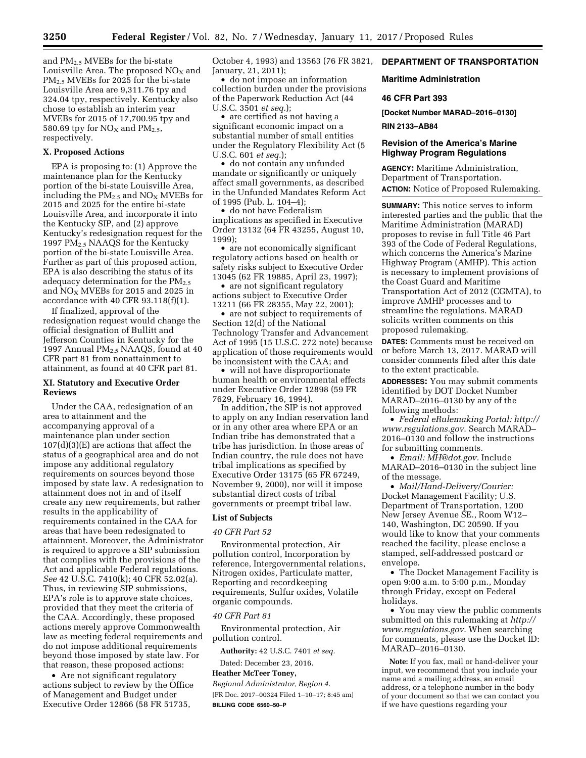and $PM_{2.5}$ MVEBs for the bi-state Louisville Area. The proposed $NO_X$ and $PM_{2.5}$ MVEBs for 2025 for the bi-state Louisville Area are 9,311.76 tpy and 324.04 tpy, respectively. Kentucky also chose to establish an interim year MVEBs for 2015 of 17,700.95 tpy and 580.69 tpy for $NO_X$ and $PM_{2.5}$, respectively.

### X. Proposed Actions

EPA is proposing to: (1) Approve the maintenance plan for the Kentucky portion of the bi-state Louisville Area, including the $PM_{2.5}$ and $NO_X$ MVEBs for 2015 and 2025 for the entire bi-state Louisville Area, and incorporate it into the Kentucky SIP, and (2) approve Kentucky's redesignation request for the 1997 $PM_{2.5}$ NAAQS for the Kentucky portion of the bi-state Louisville Area. Further as part of this proposed action, EPA is also describing the status of its adequacy determination for the $PM_{2.5}$ and $NO_X$ MVEBs for 2015 and 2025 in accordance with 40 CFR 93.118(f)(1).

If finalized, approval of the redesignation request would change the official designation of Bullitt and Jefferson Counties in Kentucky for the 1997 Annual $PM_{2.5}$ NAAQS, found at 40 CFR part 81 from nonattainment to attainment, as found at 40 CFR part 81.

### XI. Statutory and Executive Order Reviews

Under the CAA, redesignation of an area to attainment and the accompanying approval of a maintenance plan under section 107(d)(3)(E) are actions that affect the status of a geographical area and do not impose any additional regulatory requirements on sources beyond those imposed by state law. A redesignation to attainment does not in and of itself create any new requirements, but rather results in the applicability of requirements contained in the CAA for areas that have been redesignated to attainment. Moreover, the Administrator is required to approve a SIP submission that complies with the provisions of the Act and applicable Federal regulations. *See* 42 U.S.C. 7410(k); 40 CFR 52.02(a). Thus, in reviewing SIP submissions, EPA's role is to approve state choices, provided that they meet the criteria of the CAA. Accordingly, these proposed actions merely approve Commonwealth law as meeting federal requirements and do not impose additional requirements beyond those imposed by state law. For that reason, these proposed actions:

- Are not significant regulatory actions subject to review by the Office of Management and Budget under Executive Order 12866 (58 FR 51735, October 4, 1993) and 13563 (76 FR 3821, January, 21, 2011);
- do not impose an information collection burden under the provisions of the Paperwork Reduction Act (44 U.S.C. 3501 *et seq.*);
- are certified as not having a significant economic impact on a substantial number of small entities under the Regulatory Flexibility Act (5 U.S.C. 601 *et seq.*);
- do not contain any unfunded mandate or significantly or uniquely affect small governments, as described in the Unfunded Mandates Reform Act of 1995 (Pub. L. 104–4);
- do not have Federalism implications as specified in Executive Order 13132 (64 FR 43255, August 10, 1999);
- are not economically significant regulatory actions based on health or safety risks subject to Executive Order 13045 (62 FR 19885, April 23, 1997);
- are not significant regulatory actions subject to Executive Order 13211 (66 FR 28355, May 22, 2001);
- are not subject to requirements of Section 12(d) of the National Technology Transfer and Advancement Act of 1995 (15 U.S.C. 272 note) because application of those requirements would be inconsistent with the CAA; and
- will not have disproportionate human health or environmental effects under Executive Order 12898 (59 FR 7629, February 16, 1994).

In addition, the SIP is not approved to apply on any Indian reservation land or in any other area where EPA or an Indian tribe has demonstrated that a tribe has jurisdiction. In those areas of Indian country, the rule does not have tribal implications as specified by Executive Order 13175 (65 FR 67249, November 9, 2000), nor will it impose substantial direct costs of tribal governments or preempt tribal law.

### List of Subjects

*40 CFR Part 52*

Environmental protection, Air pollution control, Incorporation by reference, Intergovernmental relations, Nitrogen oxides, Particulate matter, Reporting and recordkeeping requirements, Sulfur oxides, Volatile organic compounds.

*40 CFR Part 81*

Environmental protection, Air pollution control.

**Authority:** 42 U.S.C. 7401 *et seq.*

Dated: December 23, 2016.

**Heather McTeer Toney,**

*Regional Administrator, Region 4.*

[FR Doc. 2017–00324 Filed 1–10–17; 8:45 am]

**BILLING CODE 6560–50–P**

## DEPARTMENT OF TRANSPORTATION

### Maritime Administration

### 46 CFR Part 393

**[Docket Number MARAD–2016–0130]**

**RIN 2133–AB84**

### Revision of the America's Marine Highway Program Regulations

**AGENCY:** Maritime Administration, Department of Transportation.

**ACTION:** Notice of Proposed Rulemaking.

**SUMMARY:** This notice serves to inform interested parties and the public that the Maritime Administration (MARAD) proposes to revise in full Title 46 Part 393 of the Code of Federal Regulations, which concerns the America's Marine Highway Program (AMHP). This action is necessary to implement provisions of the Coast Guard and Maritime Transportation Act of 2012 (CGMTA), to improve AMHP processes and to streamline the regulations. MARAD solicits written comments on this proposed rulemaking.

**DATES:** Comments must be received on or before March 13, 2017. MARAD will consider comments filed after this date to the extent practicable.

**ADDRESSES:** You may submit comments identified by DOT Docket Number MARAD–2016–0130 by any of the following methods:

- *Federal eRulemaking Portal: http://www.regulations.gov.* Search MARAD–2016–0130 and follow the instructions for submitting comments.
- *Email: MH@dot.gov.* Include MARAD–2016–0130 in the subject line of the message.
- *Mail/Hand-Delivery/Courier:* Docket Management Facility; U.S. Department of Transportation, 1200 New Jersey Avenue SE., Room W12–140, Washington, DC 20590. If you would like to know that your comments reached the facility, please enclose a stamped, self-addressed postcard or envelope.
- The Docket Management Facility is open 9:00 a.m. to 5:00 p.m., Monday through Friday, except on Federal holidays.
- You may view the public comments submitted on this rulemaking at *http://www.regulations.gov*. When searching for comments, please use the Docket ID: MARAD–2016–0130.

**Note:** If you fax, mail or hand-deliver your input, we recommend that you include your name and a mailing address, an email address, or a telephone number in the body of your document so that we can contact you if we have questions regarding your